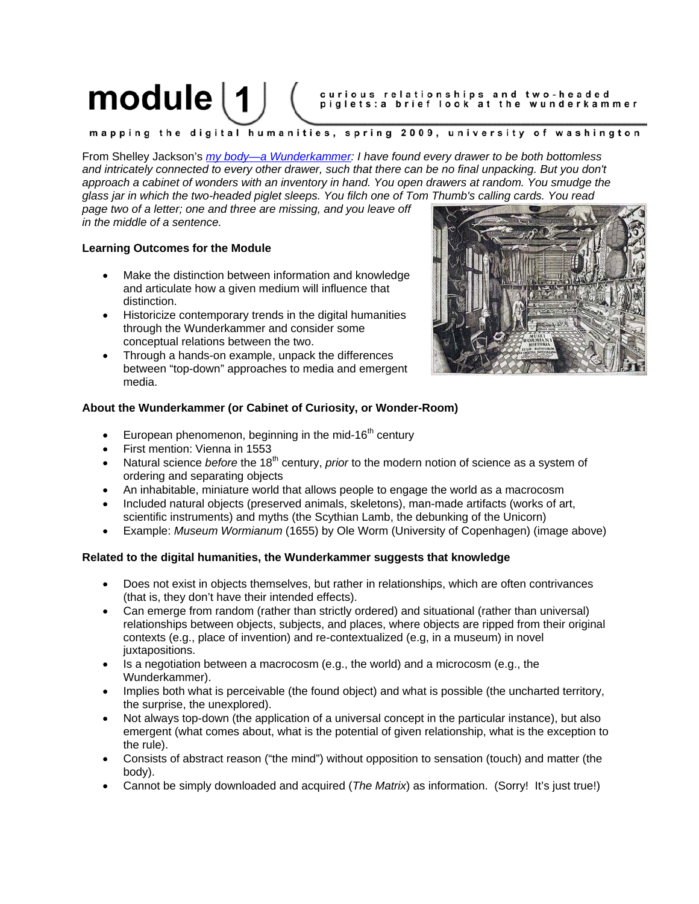# module 1 — curious relationships and two-headed piglets: a brief look at the wunderkammer

mapping the digital humanities, spring 2009, university of washington

From Shelley Jackson's [*my body—a Wunderkammer*](): *I have found every drawer to be both bottomless and intricately connected to every other drawer, such that there can be no final unpacking. But you don't approach a cabinet of wonders with an inventory in hand. You open drawers at random. You smudge the glass jar in which the two-headed piglet sleeps. You filch one of Tom Thumb's calling cards. You read page two of a letter; one and three are missing, and you leave off in the middle of a sentence.*

**Learning Outcomes for the Module**

- Make the distinction between information and knowledge and articulate how a given medium will influence that distinction.
- Historicize contemporary trends in the digital humanities through the Wunderkammer and consider some conceptual relations between the two.
- Through a hands-on example, unpack the differences between "top-down" approaches to media and emergent media.

**About the Wunderkammer (or Cabinet of Curiosity, or Wonder-Room)**

- European phenomenon, beginning in the mid-16th century
- First mention: Vienna in 1553
- Natural science *before* the 18th century, *prior* to the modern notion of science as a system of ordering and separating objects
- An inhabitable, miniature world that allows people to engage the world as a macrocosm
- Included natural objects (preserved animals, skeletons), man-made artifacts (works of art, scientific instruments) and myths (the Scythian Lamb, the debunking of the Unicorn)
- Example: *Museum Wormianum* (1655) by Ole Worm (University of Copenhagen) (image above)

**Related to the digital humanities, the Wunderkammer suggests that knowledge**

- Does not exist in objects themselves, but rather in relationships, which are often contrivances (that is, they don't have their intended effects).
- Can emerge from random (rather than strictly ordered) and situational (rather than universal) relationships between objects, subjects, and places, where objects are ripped from their original contexts (e.g., place of invention) and re-contextualized (e.g, in a museum) in novel juxtapositions.
- Is a negotiation between a macrocosm (e.g., the world) and a microcosm (e.g., the Wunderkammer).
- Implies both what is perceivable (the found object) and what is possible (the uncharted territory, the surprise, the unexplored).
- Not always top-down (the application of a universal concept in the particular instance), but also emergent (what comes about, what is the potential of given relationship, what is the exception to the rule).
- Consists of abstract reason ("the mind") without opposition to sensation (touch) and matter (the body).
- Cannot be simply downloaded and acquired (*The Matrix*) as information. (Sorry! It's just true!)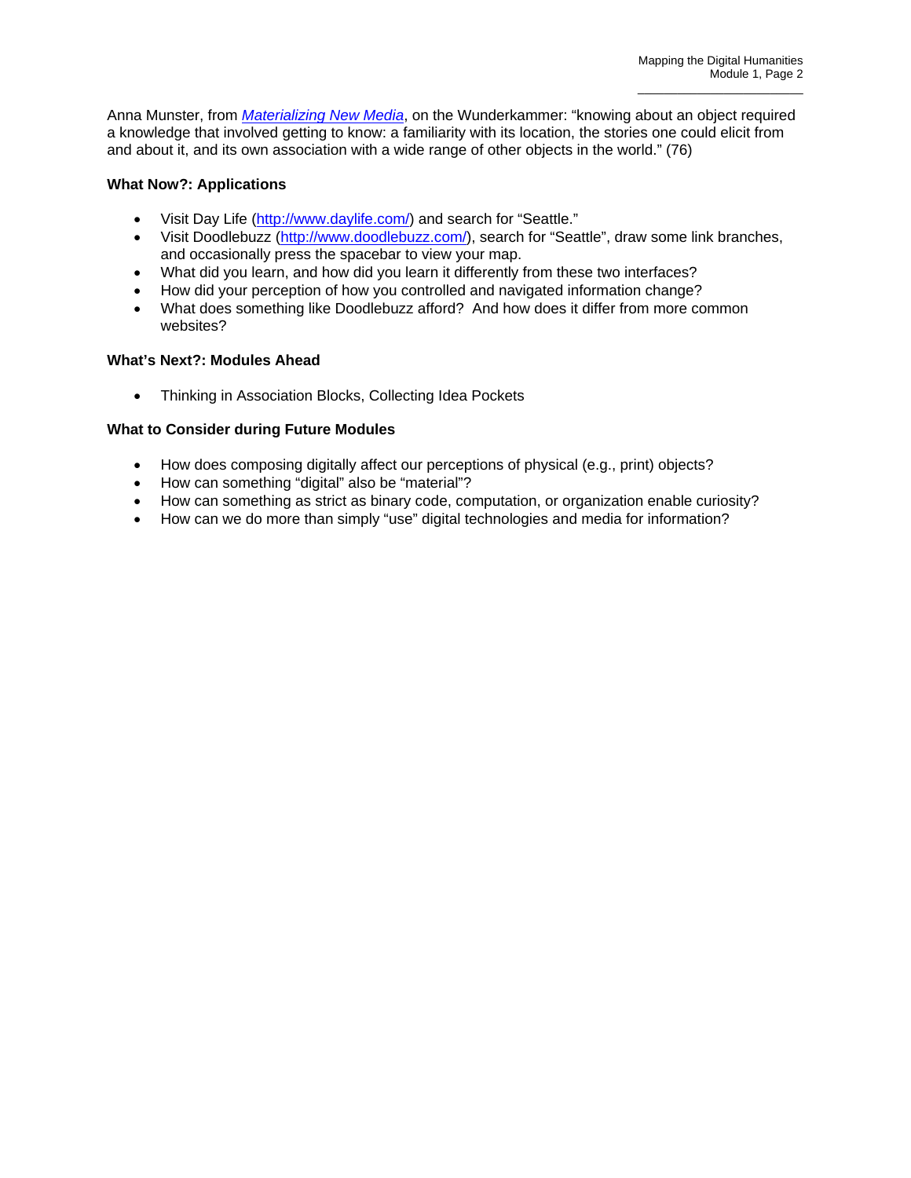Anna Munster, from [*Materializing New Media*](), on the Wunderkammer: "knowing about an object required a knowledge that involved getting to know: a familiarity with its location, the stories one could elicit from and about it, and its own association with a wide range of other objects in the world." (76)

**What Now?: Applications**

- Visit Day Life ([http://www.daylife.com/](http://www.daylife.com/)) and search for "Seattle."
- Visit Doodlebuzz ([http://www.doodlebuzz.com/](http://www.doodlebuzz.com/)), search for "Seattle", draw some link branches, and occasionally press the spacebar to view your map.
- What did you learn, and how did you learn it differently from these two interfaces?
- How did your perception of how you controlled and navigated information change?
- What does something like Doodlebuzz afford? And how does it differ from more common websites?

**What's Next?: Modules Ahead**

- Thinking in Association Blocks, Collecting Idea Pockets

**What to Consider during Future Modules**

- How does composing digitally affect our perceptions of physical (e.g., print) objects?
- How can something "digital" also be "material"?
- How can something as strict as binary code, computation, or organization enable curiosity?
- How can we do more than simply "use" digital technologies and media for information?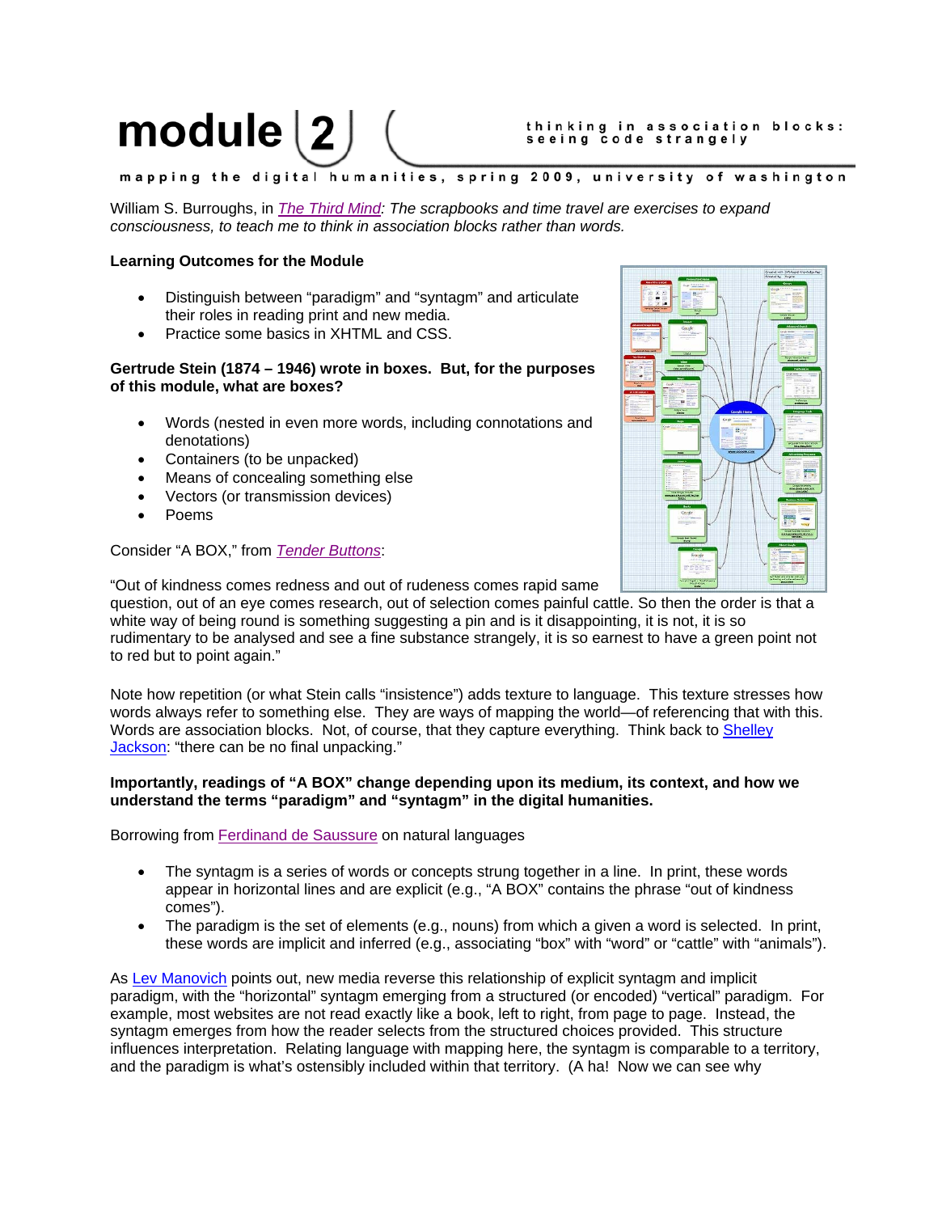# module 2

**thinking in association blocks: seeing code strangely**

mapping the digital humanities, spring 2009, university of washington

William S. Burroughs, in *The Third Mind: The scrapbooks and time travel are exercises to expand consciousness, to teach me to think in association blocks rather than words.*

**Learning Outcomes for the Module**

- Distinguish between "paradigm" and "syntagm" and articulate their roles in reading print and new media.
- Practice some basics in XHTML and CSS.

**Gertrude Stein (1874 – 1946) wrote in boxes. But, for the purposes of this module, what are boxes?**

- Words (nested in even more words, including connotations and denotations)
- Containers (to be unpacked)
- Means of concealing something else
- Vectors (or transmission devices)
- Poems

Consider "A BOX," from *Tender Buttons*:

"Out of kindness comes redness and out of rudeness comes rapid same question, out of an eye comes research, out of selection comes painful cattle. So then the order is that a white way of being round is something suggesting a pin and is it disappointing, it is not, it is so rudimentary to be analysed and see a fine substance strangely, it is so earnest to have a green point not to red but to point again."

Note how repetition (or what Stein calls "insistence") adds texture to language. This texture stresses how words always refer to something else. They are ways of mapping the world—of referencing that with this. Words are association blocks. Not, of course, that they capture everything. Think back to Shelley Jackson: "there can be no final unpacking."

**Importantly, readings of "A BOX" change depending upon its medium, its context, and how we understand the terms "paradigm" and "syntagm" in the digital humanities.**

Borrowing from Ferdinand de Saussure on natural languages

- The syntagm is a series of words or concepts strung together in a line. In print, these words appear in horizontal lines and are explicit (e.g., "A BOX" contains the phrase "out of kindness comes").
- The paradigm is the set of elements (e.g., nouns) from which a given a word is selected. In print, these words are implicit and inferred (e.g., associating "box" with "word" or "cattle" with "animals").

As Lev Manovich points out, new media reverse this relationship of explicit syntagm and implicit paradigm, with the "horizontal" syntagm emerging from a structured (or encoded) "vertical" paradigm. For example, most websites are not read exactly like a book, left to right, from page to page. Instead, the syntagm emerges from how the reader selects from the structured choices provided. This structure influences interpretation. Relating language with mapping here, the syntagm is comparable to a territory, and the paradigm is what's ostensibly included within that territory. (A ha! Now we can see why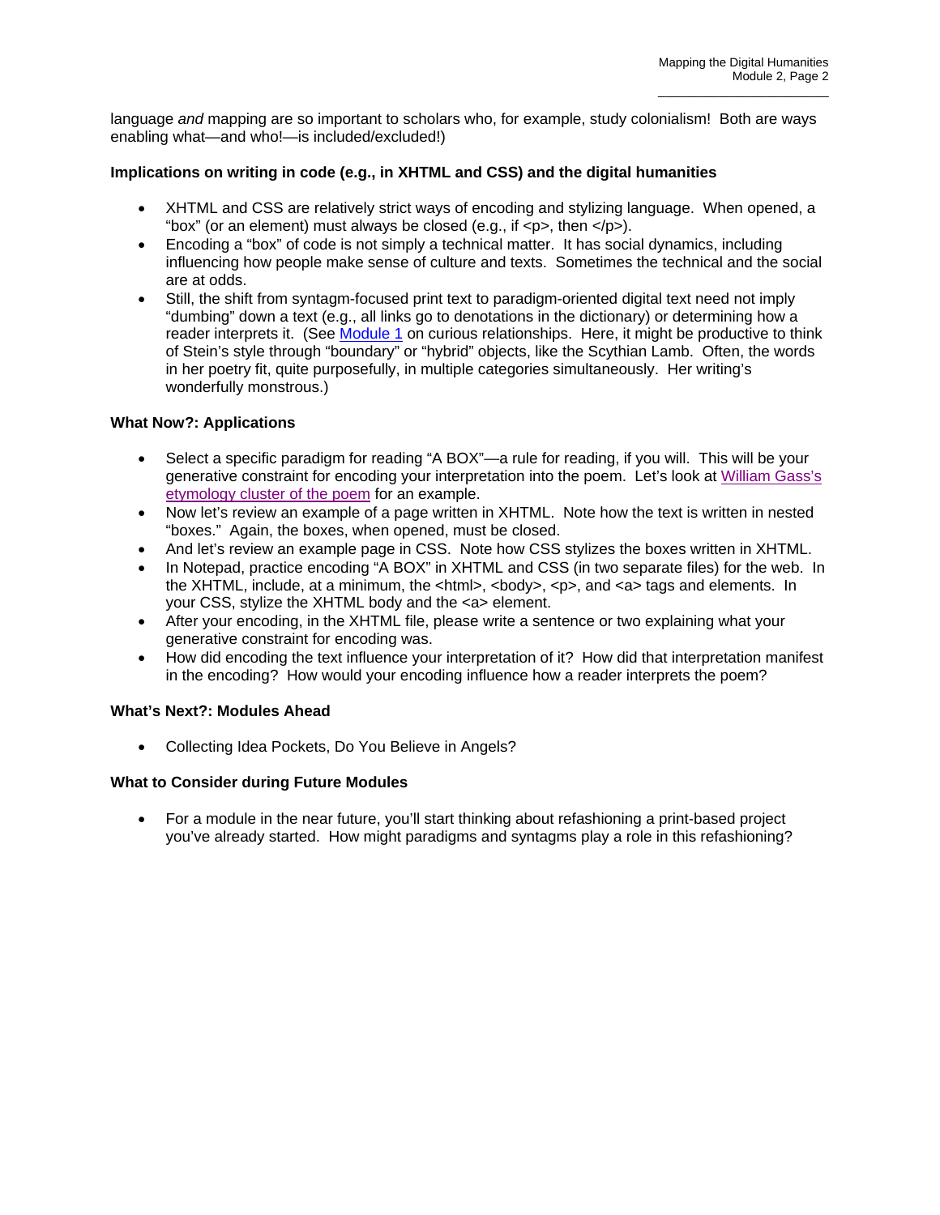language *and* mapping are so important to scholars who, for example, study colonialism! Both are ways enabling what—and who!—is included/excluded!)

**Implications on writing in code (e.g., in XHTML and CSS) and the digital humanities**

- XHTML and CSS are relatively strict ways of encoding and stylizing language. When opened, a "box" (or an element) must always be closed (e.g., if <p>, then </p>).
- Encoding a "box" of code is not simply a technical matter. It has social dynamics, including influencing how people make sense of culture and texts. Sometimes the technical and the social are at odds.
- Still, the shift from syntagm-focused print text to paradigm-oriented digital text need not imply "dumbing" down a text (e.g., all links go to denotations in the dictionary) or determining how a reader interprets it. (See Module 1 on curious relationships. Here, it might be productive to think of Stein's style through "boundary" or "hybrid" objects, like the Scythian Lamb. Often, the words in her poetry fit, quite purposefully, in multiple categories simultaneously. Her writing's wonderfully monstrous.)

**What Now?: Applications**

- Select a specific paradigm for reading "A BOX"—a rule for reading, if you will. This will be your generative constraint for encoding your interpretation into the poem. Let's look at William Gass's etymology cluster of the poem for an example.
- Now let's review an example of a page written in XHTML. Note how the text is written in nested "boxes." Again, the boxes, when opened, must be closed.
- And let's review an example page in CSS. Note how CSS stylizes the boxes written in XHTML.
- In Notepad, practice encoding "A BOX" in XHTML and CSS (in two separate files) for the web. In the XHTML, include, at a minimum, the <html>, <body>, <p>, and <a> tags and elements. In your CSS, stylize the XHTML body and the <a> element.
- After your encoding, in the XHTML file, please write a sentence or two explaining what your generative constraint for encoding was.
- How did encoding the text influence your interpretation of it? How did that interpretation manifest in the encoding? How would your encoding influence how a reader interprets the poem?

**What's Next?: Modules Ahead**

- Collecting Idea Pockets, Do You Believe in Angels?

**What to Consider during Future Modules**

- For a module in the near future, you'll start thinking about refashioning a print-based project you've already started. How might paradigms and syntagms play a role in this refashioning?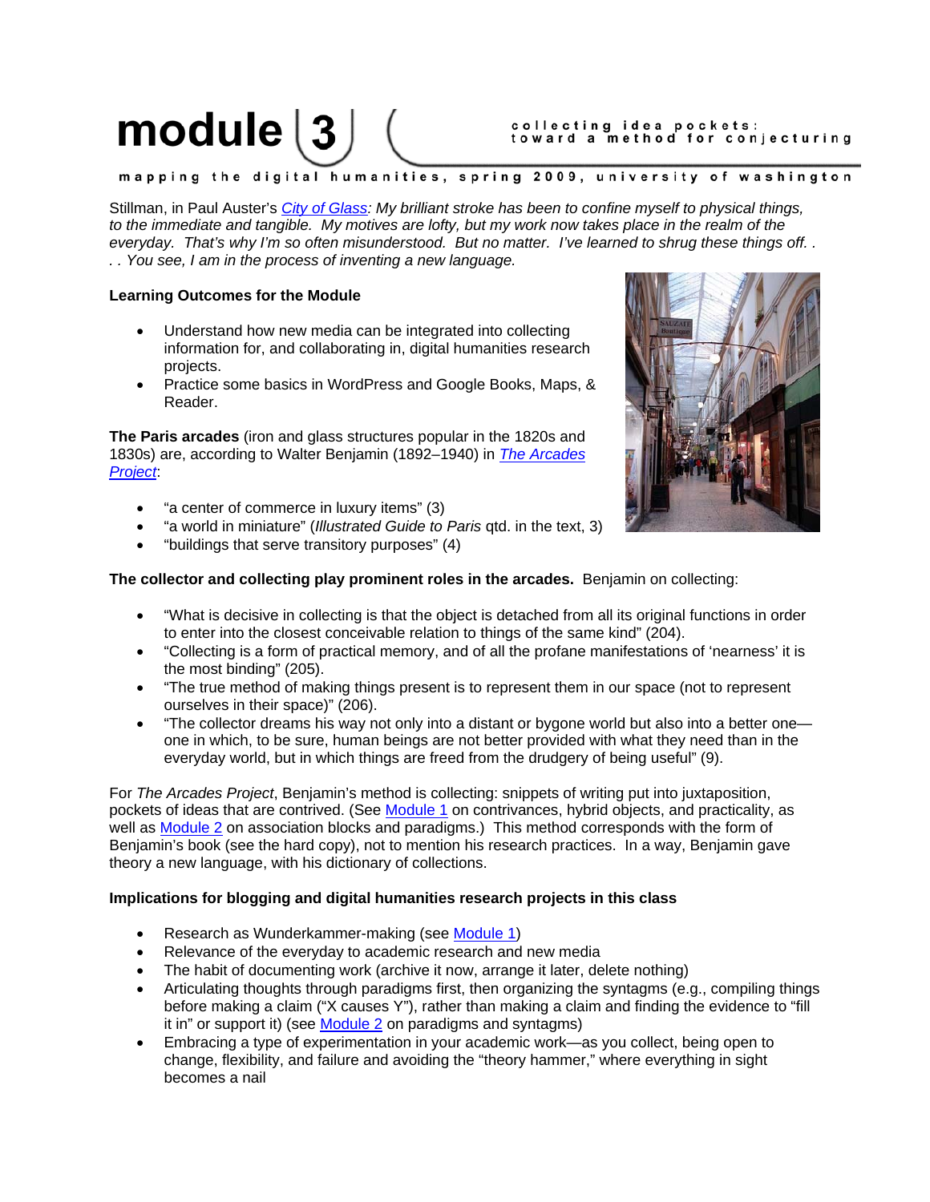# module 3

collecting idea pockets: toward a method for conjecturing

mapping the digital humanities, spring 2009, university of washington

Stillman, in Paul Auster's *City of Glass: My brilliant stroke has been to confine myself to physical things, to the immediate and tangible. My motives are lofty, but my work now takes place in the realm of the everyday. That's why I'm so often misunderstood. But no matter. I've learned to shrug these things off. . . . You see, I am in the process of inventing a new language.*

**Learning Outcomes for the Module**

- Understand how new media can be integrated into collecting information for, and collaborating in, digital humanities research projects.
- Practice some basics in WordPress and Google Books, Maps, & Reader.

**The Paris arcades** (iron and glass structures popular in the 1820s and 1830s) are, according to Walter Benjamin (1892–1940) in *The Arcades Project*:

- "a center of commerce in luxury items" (3)
- "a world in miniature" (*Illustrated Guide to Paris* qtd. in the text, 3)
- "buildings that serve transitory purposes" (4)

**The collector and collecting play prominent roles in the arcades.** Benjamin on collecting:

- "What is decisive in collecting is that the object is detached from all its original functions in order to enter into the closest conceivable relation to things of the same kind" (204).
- "Collecting is a form of practical memory, and of all the profane manifestations of 'nearness' it is the most binding" (205).
- "The true method of making things present is to represent them in our space (not to represent ourselves in their space)" (206).
- "The collector dreams his way not only into a distant or bygone world but also into a better one—one in which, to be sure, human beings are not better provided with what they need than in the everyday world, but in which things are freed from the drudgery of being useful" (9).

For *The Arcades Project*, Benjamin's method is collecting: snippets of writing put into juxtaposition, pockets of ideas that are contrived. (See Module 1 on contrivances, hybrid objects, and practicality, as well as Module 2 on association blocks and paradigms.) This method corresponds with the form of Benjamin's book (see the hard copy), not to mention his research practices. In a way, Benjamin gave theory a new language, with his dictionary of collections.

**Implications for blogging and digital humanities research projects in this class**

- Research as Wunderkammer-making (see Module 1)
- Relevance of the everyday to academic research and new media
- The habit of documenting work (archive it now, arrange it later, delete nothing)
- Articulating thoughts through paradigms first, then organizing the syntagms (e.g., compiling things before making a claim ("X causes Y"), rather than making a claim and finding the evidence to "fill it in" or support it) (see Module 2 on paradigms and syntagms)
- Embracing a type of experimentation in your academic work—as you collect, being open to change, flexibility, and failure and avoiding the "theory hammer," where everything in sight becomes a nail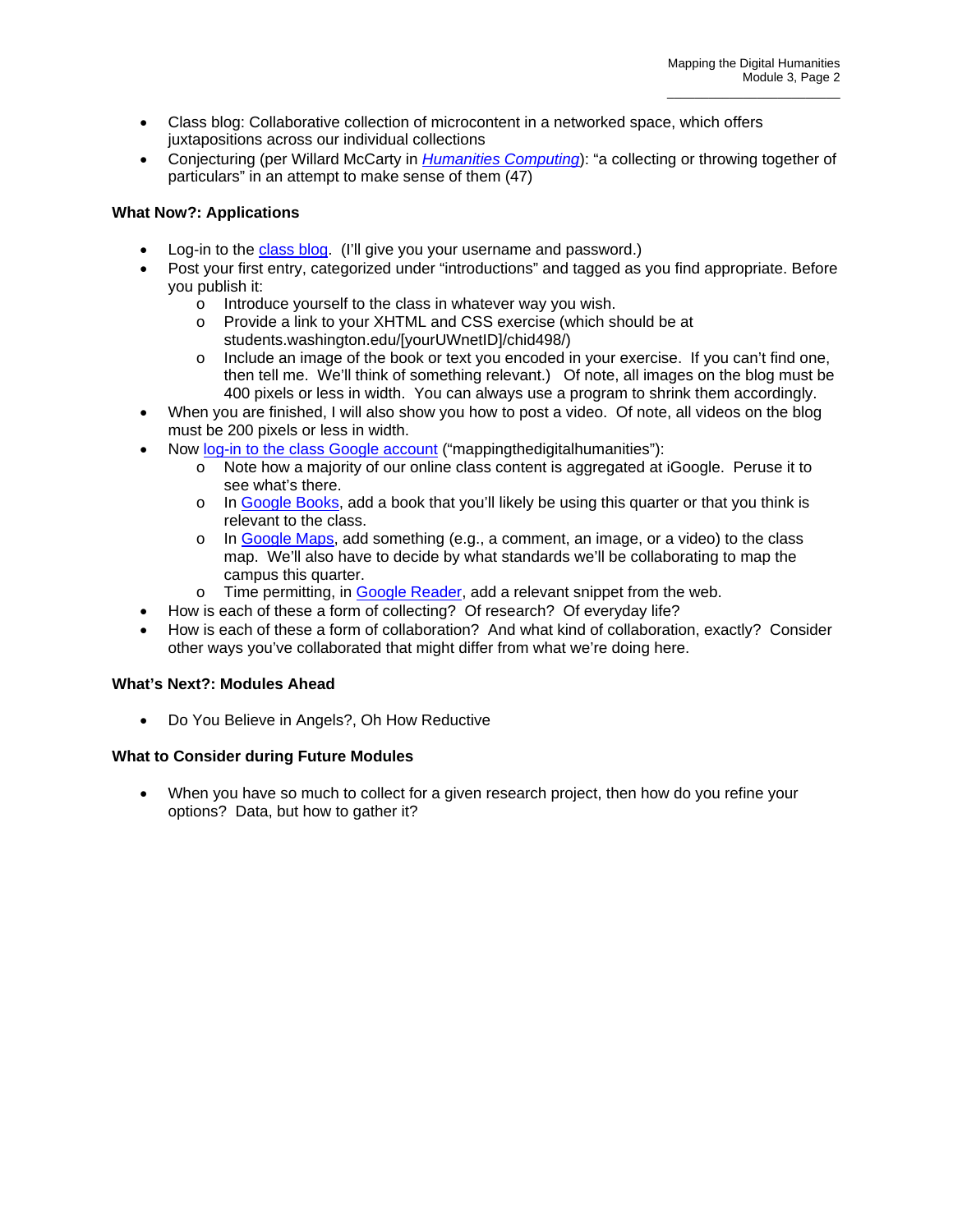- Class blog: Collaborative collection of microcontent in a networked space, which offers juxtapositions across our individual collections
- Conjecturing (per Willard McCarty in *Humanities Computing*): "a collecting or throwing together of particulars" in an attempt to make sense of them (47)

**What Now?: Applications**

- Log-in to the class blog. (I'll give you your username and password.)
- Post your first entry, categorized under "introductions" and tagged as you find appropriate. Before you publish it:
  - Introduce yourself to the class in whatever way you wish.
  - Provide a link to your XHTML and CSS exercise (which should be at students.washington.edu/[yourUWnetID]/chid498/)
  - Include an image of the book or text you encoded in your exercise. If you can't find one, then tell me. We'll think of something relevant.) Of note, all images on the blog must be 400 pixels or less in width. You can always use a program to shrink them accordingly.
- When you are finished, I will also show you how to post a video. Of note, all videos on the blog must be 200 pixels or less in width.
- Now log-in to the class Google account ("mappingthedigitalhumanities"):
  - Note how a majority of our online class content is aggregated at iGoogle. Peruse it to see what's there.
  - In Google Books, add a book that you'll likely be using this quarter or that you think is relevant to the class.
  - In Google Maps, add something (e.g., a comment, an image, or a video) to the class map. We'll also have to decide by what standards we'll be collaborating to map the campus this quarter.
  - Time permitting, in Google Reader, add a relevant snippet from the web.
- How is each of these a form of collecting? Of research? Of everyday life?
- How is each of these a form of collaboration? And what kind of collaboration, exactly? Consider other ways you've collaborated that might differ from what we're doing here.

**What's Next?: Modules Ahead**

- Do You Believe in Angels?, Oh How Reductive

**What to Consider during Future Modules**

- When you have so much to collect for a given research project, then how do you refine your options? Data, but how to gather it?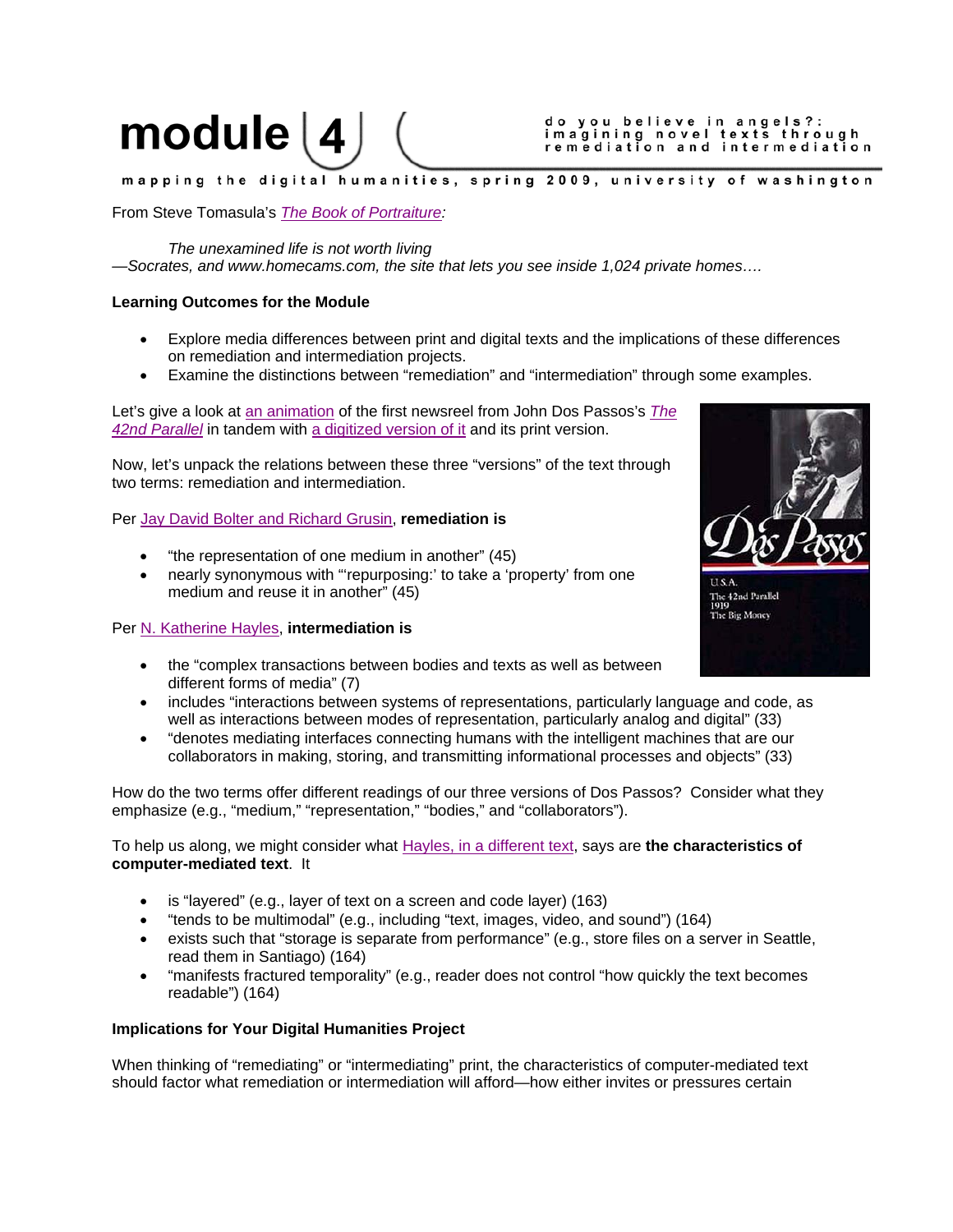# module 4

do you believe in angels?: imagining novel texts through remediation and intermediation

mapping the digital humanities, spring 2009, university of washington

From Steve Tomasula's *The Book of Portraiture:*

> *The unexamined life is not worth living*
>
> *—Socrates, and www.homecams.com, the site that lets you see inside 1,024 private homes….*

**Learning Outcomes for the Module**

- Explore media differences between print and digital texts and the implications of these differences on remediation and intermediation projects.
- Examine the distinctions between "remediation" and "intermediation" through some examples.

Let's give a look at an animation of the first newsreel from John Dos Passos's *The 42nd Parallel* in tandem with a digitized version of it and its print version.

Now, let's unpack the relations between these three "versions" of the text through two terms: remediation and intermediation.

Per Jay David Bolter and Richard Grusin, **remediation is**

- "the representation of one medium in another" (45)
- nearly synonymous with "'repurposing:' to take a 'property' from one medium and reuse it in another" (45)

Per N. Katherine Hayles, **intermediation is**

- the "complex transactions between bodies and texts as well as between different forms of media" (7)
- includes "interactions between systems of representations, particularly language and code, as well as interactions between modes of representation, particularly analog and digital" (33)
- "denotes mediating interfaces connecting humans with the intelligent machines that are our collaborators in making, storing, and transmitting informational processes and objects" (33)

How do the two terms offer different readings of our three versions of Dos Passos? Consider what they emphasize (e.g., "medium," "representation," "bodies," and "collaborators").

To help us along, we might consider what Hayles, in a different text, says are **the characteristics of computer-mediated text**. It

- is "layered" (e.g., layer of text on a screen and code layer) (163)
- "tends to be multimodal" (e.g., including "text, images, video, and sound") (164)
- exists such that "storage is separate from performance" (e.g., store files on a server in Seattle, read them in Santiago) (164)
- "manifests fractured temporality" (e.g., reader does not control "how quickly the text becomes readable") (164)

**Implications for Your Digital Humanities Project**

When thinking of "remediating" or "intermediating" print, the characteristics of computer-mediated text should factor what remediation or intermediation will afford—how either invites or pressures certain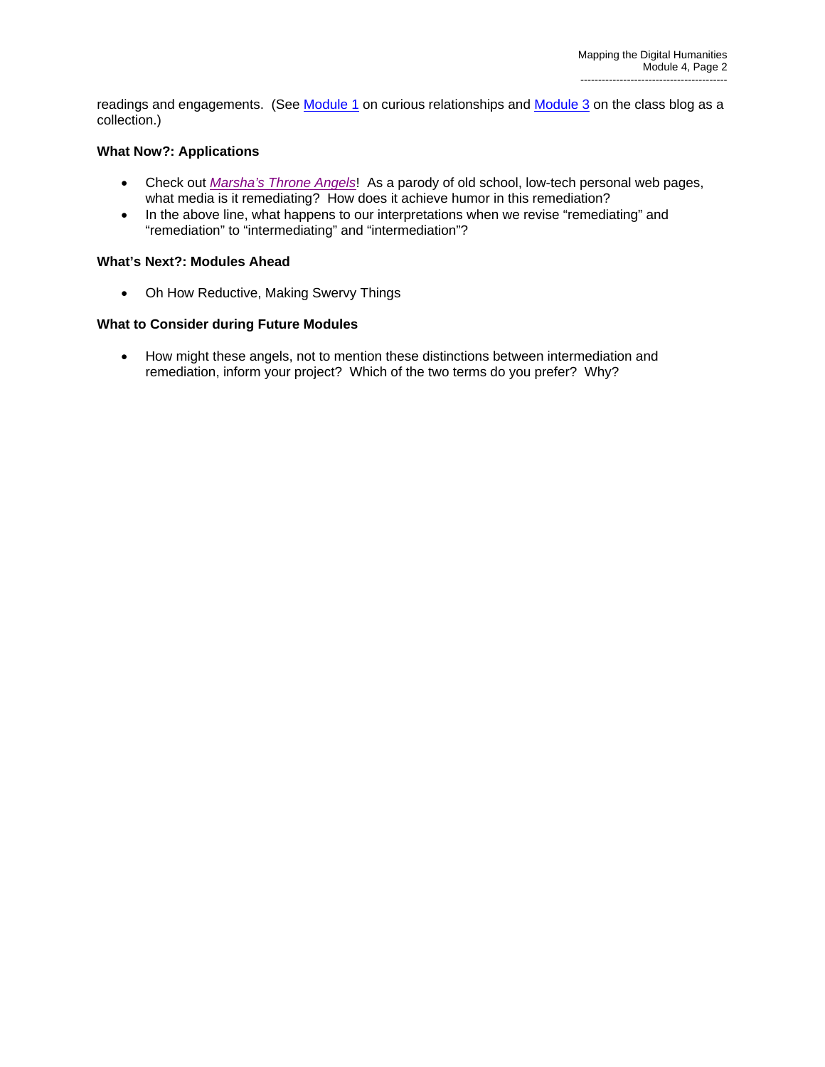readings and engagements. (See Module 1 on curious relationships and Module 3 on the class blog as a collection.)

**What Now?: Applications**

- Check out *Marsha's Throne Angels*! As a parody of old school, low-tech personal web pages, what media is it remediating? How does it achieve humor in this remediation?
- In the above line, what happens to our interpretations when we revise "remediating" and "remediation" to "intermediating" and "intermediation"?

**What's Next?: Modules Ahead**

- Oh How Reductive, Making Swervy Things

**What to Consider during Future Modules**

- How might these angels, not to mention these distinctions between intermediation and remediation, inform your project? Which of the two terms do you prefer? Why?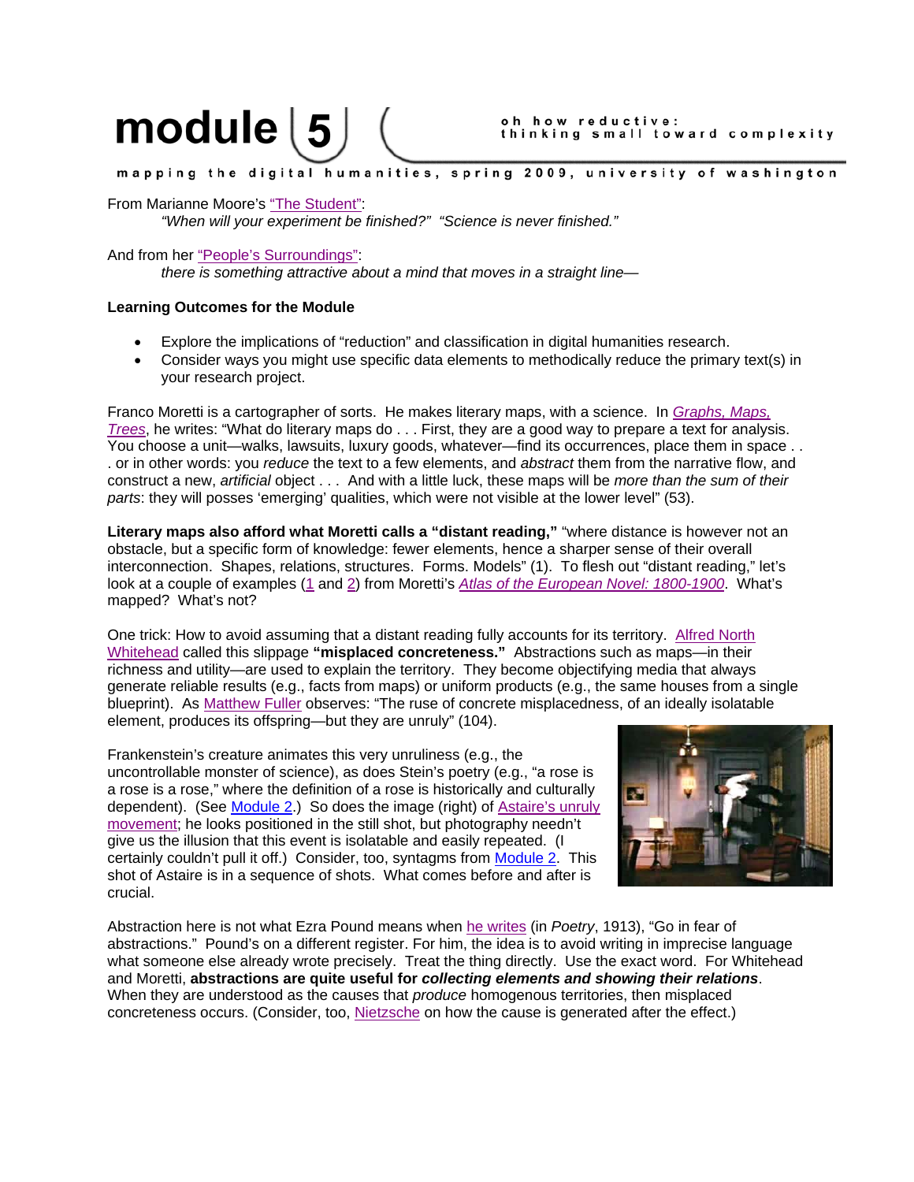# module 5

**oh how reductive: thinking small toward complexity**

mapping the digital humanities, spring 2009, university of washington

From Marianne Moore's "The Student":

> *"When will your experiment be finished?" "Science is never finished."*

And from her "People's Surroundings":

> *there is something attractive about a mind that moves in a straight line—*

**Learning Outcomes for the Module**

- Explore the implications of "reduction" and classification in digital humanities research.
- Consider ways you might use specific data elements to methodically reduce the primary text(s) in your research project.

Franco Moretti is a cartographer of sorts. He makes literary maps, with a science. In *Graphs, Maps, Trees*, he writes: "What do literary maps do . . . First, they are a good way to prepare a text for analysis. You choose a unit—walks, lawsuits, luxury goods, whatever—find its occurrences, place them in space . . . or in other words: you *reduce* the text to a few elements, and *abstract* them from the narrative flow, and construct a new, *artificial* object . . . And with a little luck, these maps will be *more than the sum of their parts*: they will posses 'emerging' qualities, which were not visible at the lower level" (53).

**Literary maps also afford what Moretti calls a "distant reading,"** "where distance is however not an obstacle, but a specific form of knowledge: fewer elements, hence a sharper sense of their overall interconnection. Shapes, relations, structures. Forms. Models" (1). To flesh out "distant reading," let's look at a couple of examples (1 and 2) from Moretti's *Atlas of the European Novel: 1800-1900*. What's mapped? What's not?

One trick: How to avoid assuming that a distant reading fully accounts for its territory. Alfred North Whitehead called this slippage **"misplaced concreteness."** Abstractions such as maps—in their richness and utility—are used to explain the territory. They become objectifying media that always generate reliable results (e.g., facts from maps) or uniform products (e.g., the same houses from a single blueprint). As Matthew Fuller observes: "The ruse of concrete misplacedness, of an ideally isolatable element, produces its offspring—but they are unruly" (104).

Frankenstein's creature animates this very unruliness (e.g., the uncontrollable monster of science), as does Stein's poetry (e.g., "a rose is a rose is a rose," where the definition of a rose is historically and culturally dependent). (See Module 2.) So does the image (right) of Astaire's unruly movement; he looks positioned in the still shot, but photography needn't give us the illusion that this event is isolatable and easily repeated. (I certainly couldn't pull it off.) Consider, too, syntagms from Module 2. This shot of Astaire is in a sequence of shots. What comes before and after is crucial.

Abstraction here is not what Ezra Pound means when he writes (in *Poetry*, 1913), "Go in fear of abstractions." Pound's on a different register. For him, the idea is to avoid writing in imprecise language what someone else already wrote precisely. Treat the thing directly. Use the exact word. For Whitehead and Moretti, **abstractions are quite useful for *collecting elements and showing their relations***. When they are understood as the causes that *produce* homogenous territories, then misplaced concreteness occurs. (Consider, too, Nietzsche on how the cause is generated after the effect.)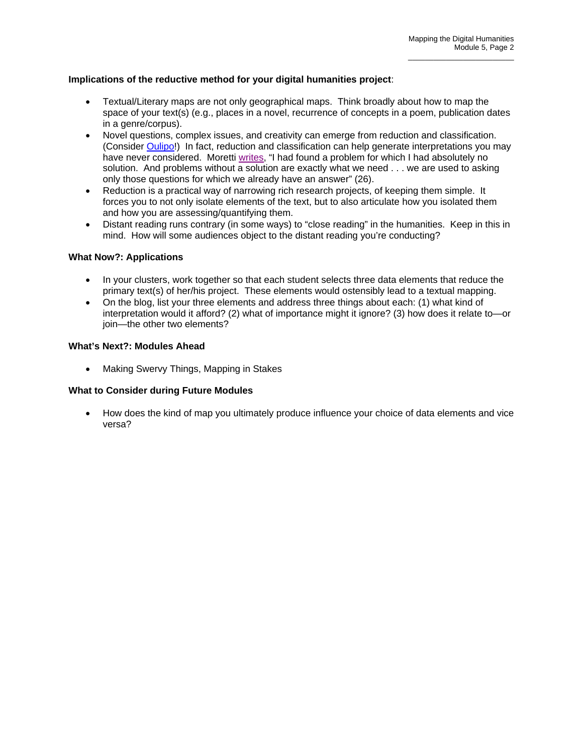**Implications of the reductive method for your digital humanities project**:

- Textual/Literary maps are not only geographical maps. Think broadly about how to map the space of your text(s) (e.g., places in a novel, recurrence of concepts in a poem, publication dates in a genre/corpus).
- Novel questions, complex issues, and creativity can emerge from reduction and classification. (Consider Oulipo!) In fact, reduction and classification can help generate interpretations you may have never considered. Moretti writes, "I had found a problem for which I had absolutely no solution. And problems without a solution are exactly what we need . . . we are used to asking only those questions for which we already have an answer" (26).
- Reduction is a practical way of narrowing rich research projects, of keeping them simple. It forces you to not only isolate elements of the text, but to also articulate how you isolated them and how you are assessing/quantifying them.
- Distant reading runs contrary (in some ways) to "close reading" in the humanities. Keep in this in mind. How will some audiences object to the distant reading you're conducting?

**What Now?: Applications**

- In your clusters, work together so that each student selects three data elements that reduce the primary text(s) of her/his project. These elements would ostensibly lead to a textual mapping.
- On the blog, list your three elements and address three things about each: (1) what kind of interpretation would it afford? (2) what of importance might it ignore? (3) how does it relate to—or join—the other two elements?

**What's Next?: Modules Ahead**

- Making Swervy Things, Mapping in Stakes

**What to Consider during Future Modules**

- How does the kind of map you ultimately produce influence your choice of data elements and vice versa?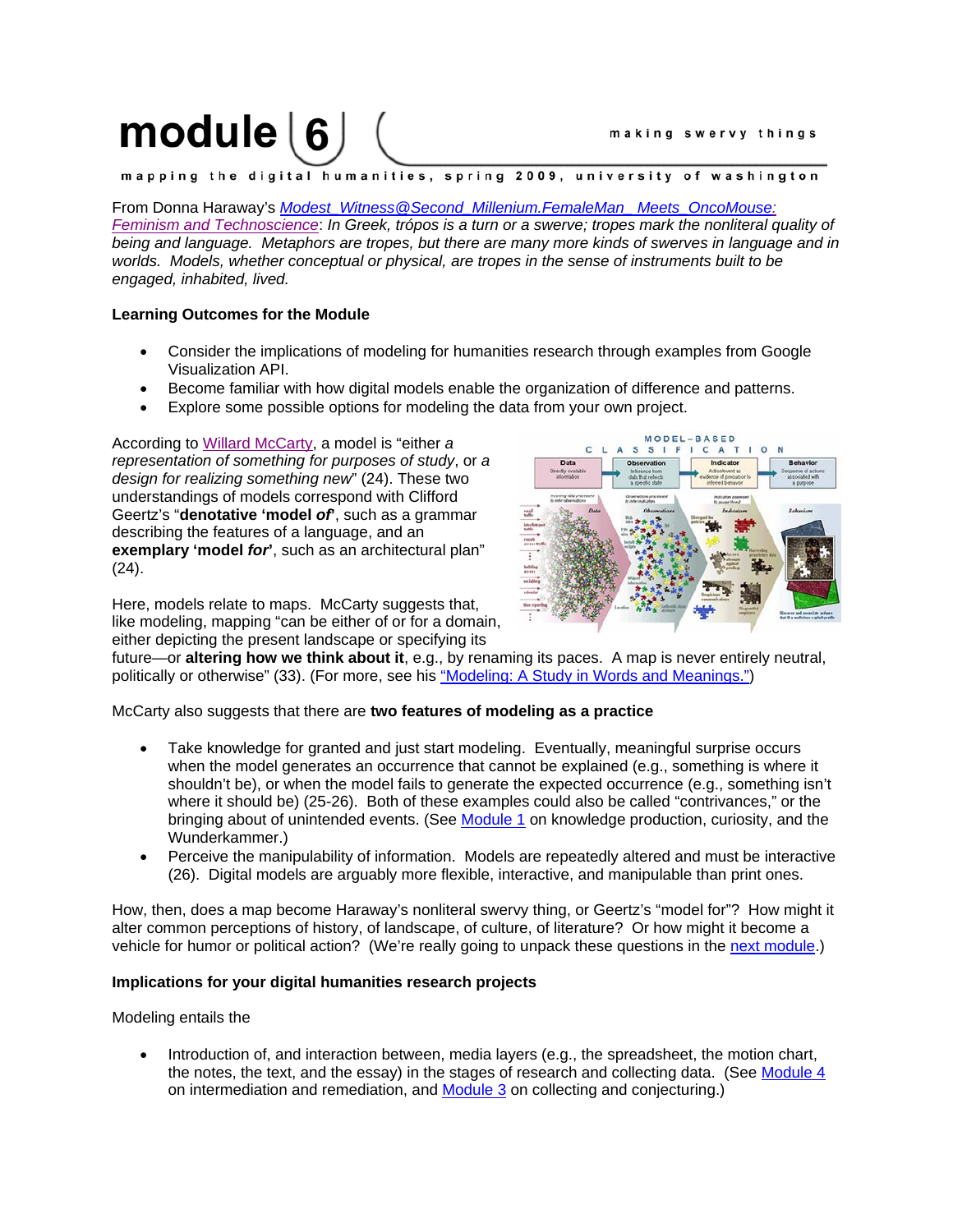# module 6 making swervy things

mapping the digital humanities, spring 2009, university of washington

From Donna Haraway's *Modest_Witness@Second_Millenium.FemaleMan_ Meets_OncoMouse: Feminism and Technoscience*: *In Greek, trópos is a turn or a swerve; tropes mark the nonliteral quality of being and language. Metaphors are tropes, but there are many more kinds of swerves in language and in worlds. Models, whether conceptual or physical, are tropes in the sense of instruments built to be engaged, inhabited, lived.*

**Learning Outcomes for the Module**

- Consider the implications of modeling for humanities research through examples from Google Visualization API.
- Become familiar with how digital models enable the organization of difference and patterns.
- Explore some possible options for modeling the data from your own project.

According to Willard McCarty, a model is "either *a representation of something for purposes of study*, or *a design for realizing something new*" (24). These two understandings of models correspond with Clifford Geertz's "**denotative 'model *of*'**, such as a grammar describing the features of a language, and an **exemplary 'model *for*'**, such as an architectural plan" (24).

Here, models relate to maps. McCarty suggests that, like modeling, mapping "can be either of or for a domain, either depicting the present landscape or specifying its future—or **altering how we think about it**, e.g., by renaming its paces. A map is never entirely neutral, politically or otherwise" (33). (For more, see his "Modeling: A Study in Words and Meanings.")

McCarty also suggests that there are **two features of modeling as a practice**

- Take knowledge for granted and just start modeling. Eventually, meaningful surprise occurs when the model generates an occurrence that cannot be explained (e.g., something is where it shouldn't be), or when the model fails to generate the expected occurrence (e.g., something isn't where it should be) (25-26). Both of these examples could also be called "contrivances," or the bringing about of unintended events. (See Module 1 on knowledge production, curiosity, and the Wunderkammer.)
- Perceive the manipulability of information. Models are repeatedly altered and must be interactive (26). Digital models are arguably more flexible, interactive, and manipulable than print ones.

How, then, does a map become Haraway's nonliteral swervy thing, or Geertz's "model for"? How might it alter common perceptions of history, of landscape, of culture, of literature? Or how might it become a vehicle for humor or political action? (We're really going to unpack these questions in the next module.)

**Implications for your digital humanities research projects**

Modeling entails the

- Introduction of, and interaction between, media layers (e.g., the spreadsheet, the motion chart, the notes, the text, and the essay) in the stages of research and collecting data. (See Module 4 on intermediation and remediation, and Module 3 on collecting and conjecturing.)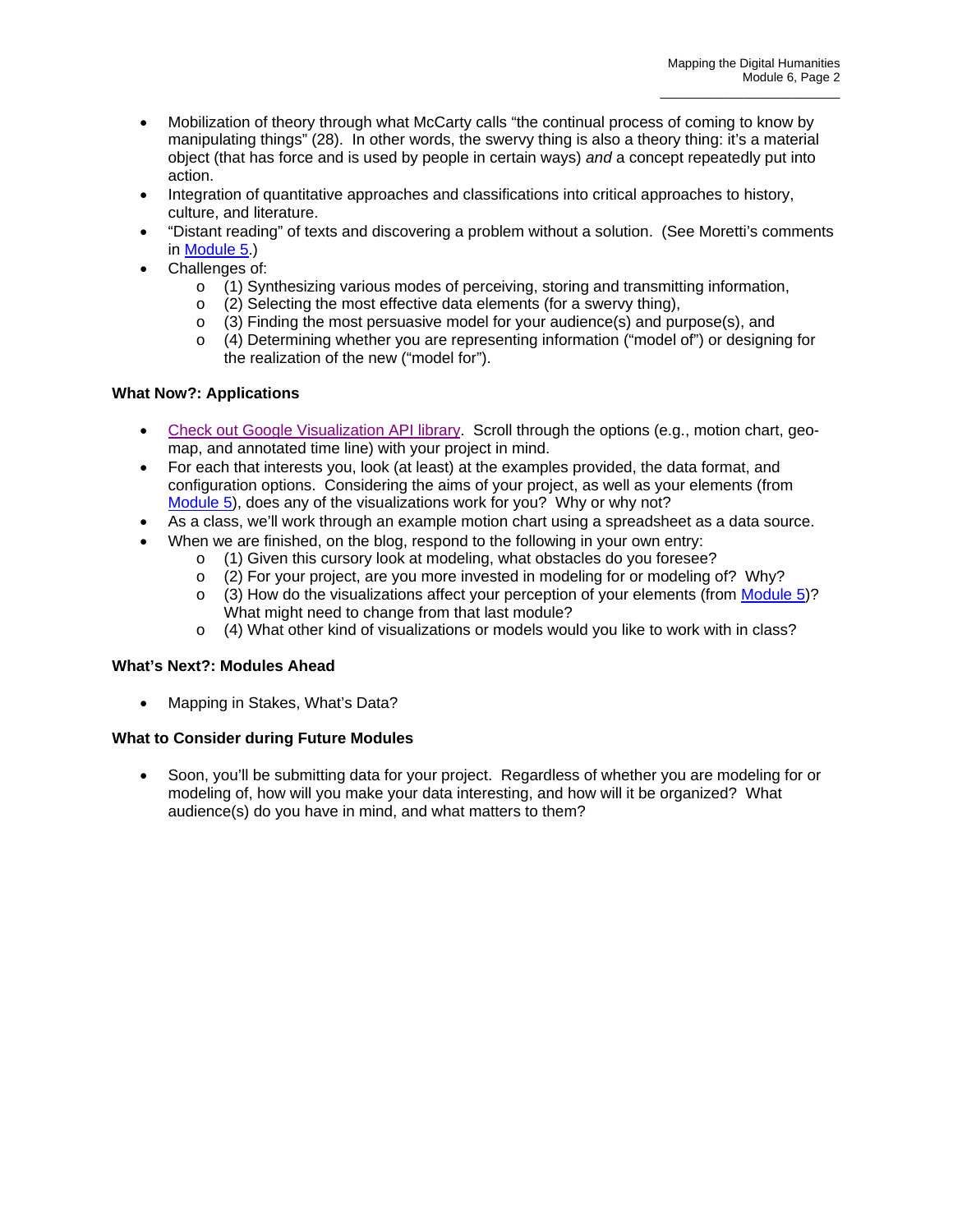- Mobilization of theory through what McCarty calls "the continual process of coming to know by manipulating things" (28). In other words, the swervy thing is also a theory thing: it's a material object (that has force and is used by people in certain ways) *and* a concept repeatedly put into action.
- Integration of quantitative approaches and classifications into critical approaches to history, culture, and literature.
- "Distant reading" of texts and discovering a problem without a solution. (See Moretti's comments in Module 5.)
- Challenges of:
  - (1) Synthesizing various modes of perceiving, storing and transmitting information,
  - (2) Selecting the most effective data elements (for a swervy thing),
  - (3) Finding the most persuasive model for your audience(s) and purpose(s), and
  - (4) Determining whether you are representing information ("model of") or designing for the realization of the new ("model for").

**What Now?: Applications**

- Check out Google Visualization API library. Scroll through the options (e.g., motion chart, geo-map, and annotated time line) with your project in mind.
- For each that interests you, look (at least) at the examples provided, the data format, and configuration options. Considering the aims of your project, as well as your elements (from Module 5), does any of the visualizations work for you? Why or why not?
- As a class, we'll work through an example motion chart using a spreadsheet as a data source.
- When we are finished, on the blog, respond to the following in your own entry:
  - (1) Given this cursory look at modeling, what obstacles do you foresee?
  - (2) For your project, are you more invested in modeling for or modeling of? Why?
  - (3) How do the visualizations affect your perception of your elements (from Module 5)? What might need to change from that last module?
  - (4) What other kind of visualizations or models would you like to work with in class?

**What's Next?: Modules Ahead**

- Mapping in Stakes, What's Data?

**What to Consider during Future Modules**

- Soon, you'll be submitting data for your project. Regardless of whether you are modeling for or modeling of, how will you make your data interesting, and how will it be organized? What audience(s) do you have in mind, and what matters to them?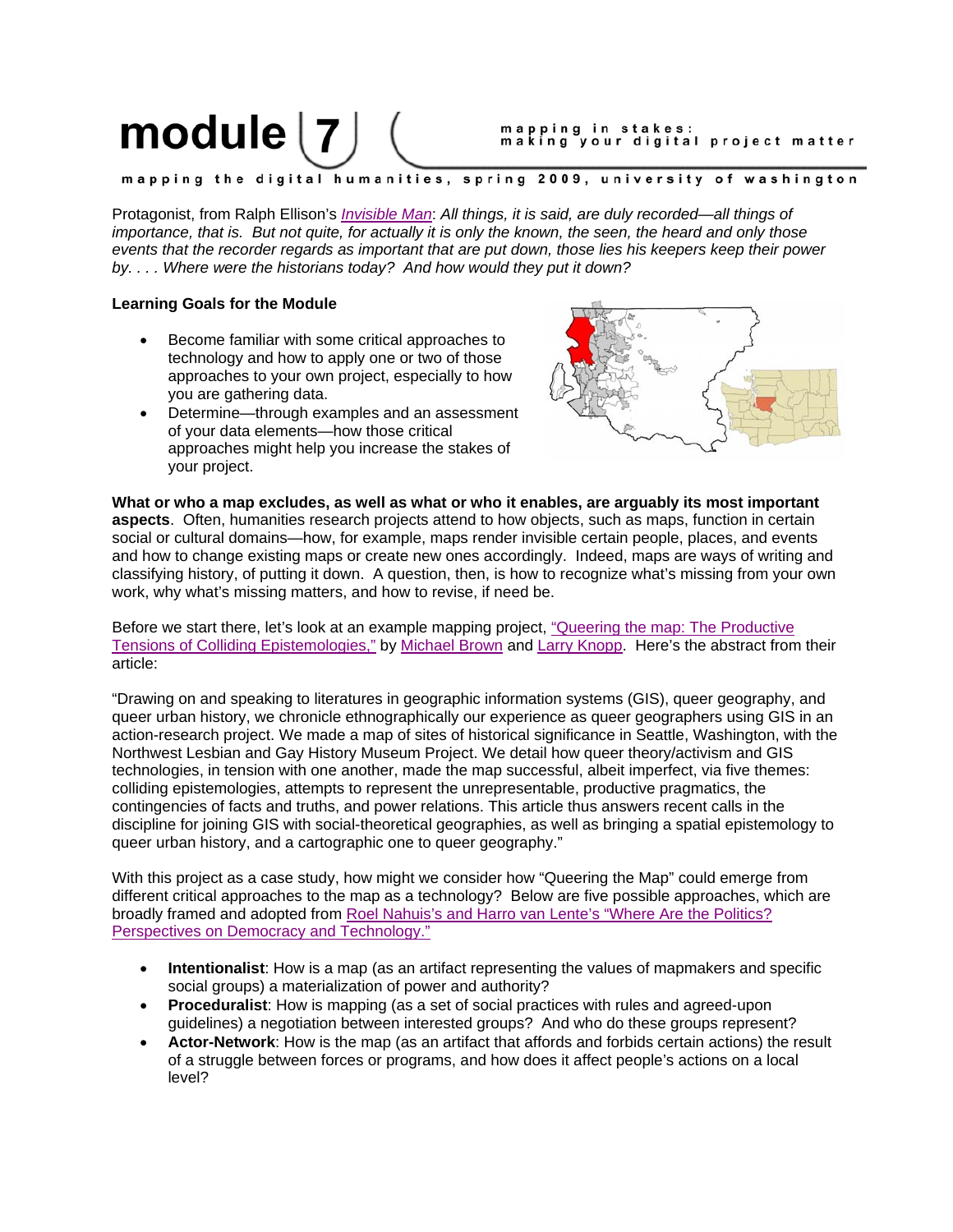# module 7

mapping in stakes: making your digital project matter

mapping the digital humanities, spring 2009, university of washington

Protagonist, from Ralph Ellison's *Invisible Man*: *All things, it is said, are duly recorded—all things of importance, that is. But not quite, for actually it is only the known, the seen, the heard and only those events that the recorder regards as important that are put down, those lies his keepers keep their power by. . . . Where were the historians today? And how would they put it down?*

**Learning Goals for the Module**

- Become familiar with some critical approaches to technology and how to apply one or two of those approaches to your own project, especially to how you are gathering data.
- Determine—through examples and an assessment of your data elements—how those critical approaches might help you increase the stakes of your project.

**What or who a map excludes, as well as what or who it enables, are arguably its most important aspects**. Often, humanities research projects attend to how objects, such as maps, function in certain social or cultural domains—how, for example, maps render invisible certain people, places, and events and how to change existing maps or create new ones accordingly. Indeed, maps are ways of writing and classifying history, of putting it down. A question, then, is how to recognize what's missing from your own work, why what's missing matters, and how to revise, if need be.

Before we start there, let's look at an example mapping project, "Queering the map: The Productive Tensions of Colliding Epistemologies," by Michael Brown and Larry Knopp. Here's the abstract from their article:

"Drawing on and speaking to literatures in geographic information systems (GIS), queer geography, and queer urban history, we chronicle ethnographically our experience as queer geographers using GIS in an action-research project. We made a map of sites of historical significance in Seattle, Washington, with the Northwest Lesbian and Gay History Museum Project. We detail how queer theory/activism and GIS technologies, in tension with one another, made the map successful, albeit imperfect, via five themes: colliding epistemologies, attempts to represent the unrepresentable, productive pragmatics, the contingencies of facts and truths, and power relations. This article thus answers recent calls in the discipline for joining GIS with social-theoretical geographies, as well as bringing a spatial epistemology to queer urban history, and a cartographic one to queer geography."

With this project as a case study, how might we consider how "Queering the Map" could emerge from different critical approaches to the map as a technology? Below are five possible approaches, which are broadly framed and adopted from Roel Nahuis's and Harro van Lente's "Where Are the Politics? Perspectives on Democracy and Technology."

- **Intentionalist**: How is a map (as an artifact representing the values of mapmakers and specific social groups) a materialization of power and authority?
- **Proceduralist**: How is mapping (as a set of social practices with rules and agreed-upon guidelines) a negotiation between interested groups? And who do these groups represent?
- **Actor-Network**: How is the map (as an artifact that affords and forbids certain actions) the result of a struggle between forces or programs, and how does it affect people's actions on a local level?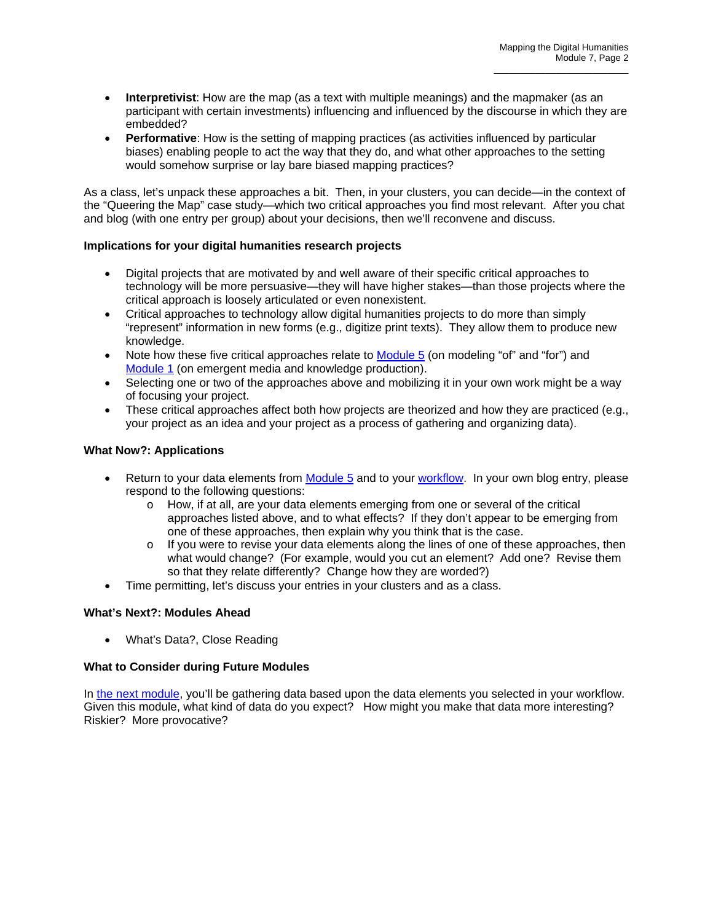- **Interpretivist**: How are the map (as a text with multiple meanings) and the mapmaker (as an participant with certain investments) influencing and influenced by the discourse in which they are embedded?
- **Performative**: How is the setting of mapping practices (as activities influenced by particular biases) enabling people to act the way that they do, and what other approaches to the setting would somehow surprise or lay bare biased mapping practices?

As a class, let's unpack these approaches a bit. Then, in your clusters, you can decide—in the context of the "Queering the Map" case study—which two critical approaches you find most relevant. After you chat and blog (with one entry per group) about your decisions, then we'll reconvene and discuss.

**Implications for your digital humanities research projects**

- Digital projects that are motivated by and well aware of their specific critical approaches to technology will be more persuasive—they will have higher stakes—than those projects where the critical approach is loosely articulated or even nonexistent.
- Critical approaches to technology allow digital humanities projects to do more than simply "represent" information in new forms (e.g., digitize print texts). They allow them to produce new knowledge.
- Note how these five critical approaches relate to Module 5 (on modeling "of" and "for") and Module 1 (on emergent media and knowledge production).
- Selecting one or two of the approaches above and mobilizing it in your own work might be a way of focusing your project.
- These critical approaches affect both how projects are theorized and how they are practiced (e.g., your project as an idea and your project as a process of gathering and organizing data).

**What Now?: Applications**

- Return to your data elements from Module 5 and to your workflow. In your own blog entry, please respond to the following questions:
    - How, if at all, are your data elements emerging from one or several of the critical approaches listed above, and to what effects? If they don't appear to be emerging from one of these approaches, then explain why you think that is the case.
    - If you were to revise your data elements along the lines of one of these approaches, then what would change? (For example, would you cut an element? Add one? Revise them so that they relate differently? Change how they are worded?)
- Time permitting, let's discuss your entries in your clusters and as a class.

**What's Next?: Modules Ahead**

- What's Data?, Close Reading

**What to Consider during Future Modules**

In the next module, you'll be gathering data based upon the data elements you selected in your workflow. Given this module, what kind of data do you expect? How might you make that data more interesting? Riskier? More provocative?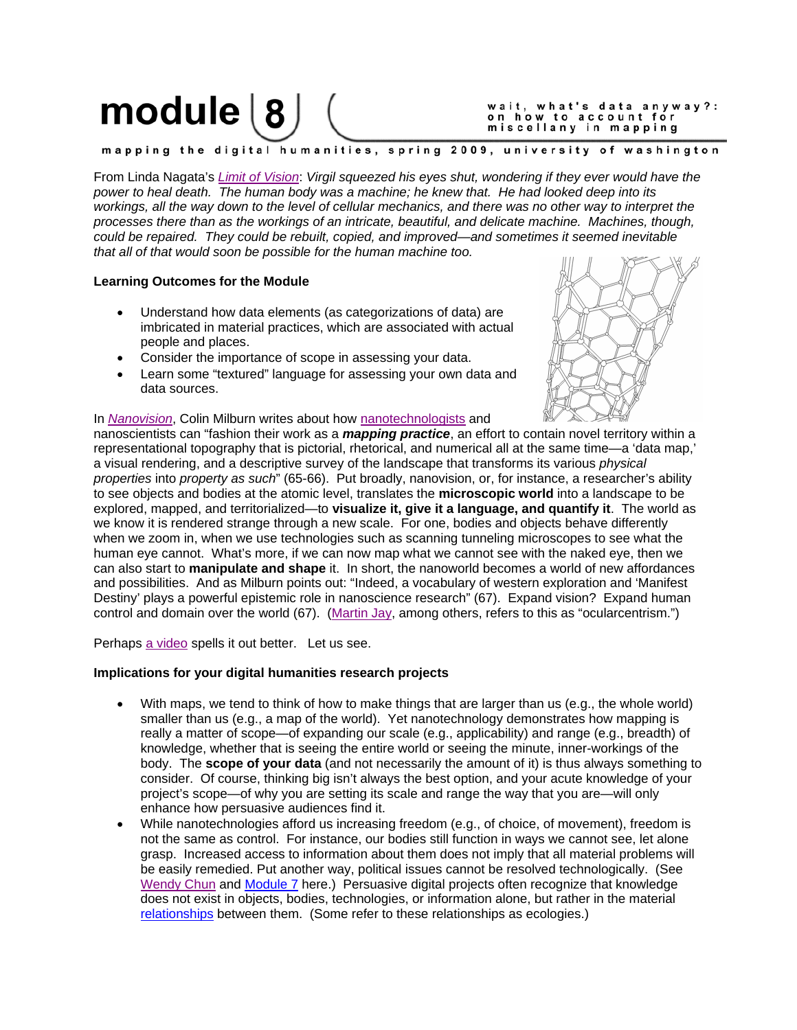# module 8

wait, what's data anyway?: on how to account for miscellany in mapping

mapping the digital humanities, spring 2009, university of washington

From Linda Nagata's *Limit of Vision*: *Virgil squeezed his eyes shut, wondering if they ever would have the power to heal death. The human body was a machine; he knew that. He had looked deep into its workings, all the way down to the level of cellular mechanics, and there was no other way to interpret the processes there than as the workings of an intricate, beautiful, and delicate machine. Machines, though, could be repaired. They could be rebuilt, copied, and improved—and sometimes it seemed inevitable that all of that would soon be possible for the human machine too.*

**Learning Outcomes for the Module**

- Understand how data elements (as categorizations of data) are imbricated in material practices, which are associated with actual people and places.
- Consider the importance of scope in assessing your data.
- Learn some "textured" language for assessing your own data and data sources.

In *Nanovision*, Colin Milburn writes about how nanotechnologists and nanoscientists can "fashion their work as a ***mapping practice***, an effort to contain novel territory within a representational topography that is pictorial, rhetorical, and numerical all at the same time—a 'data map,' a visual rendering, and a descriptive survey of the landscape that transforms its various *physical properties* into *property as such*" (65-66). Put broadly, nanovision, or, for instance, a researcher's ability to see objects and bodies at the atomic level, translates the **microscopic world** into a landscape to be explored, mapped, and territorialized—to **visualize it, give it a language, and quantify it**. The world as we know it is rendered strange through a new scale. For one, bodies and objects behave differently when we zoom in, when we use technologies such as scanning tunneling microscopes to see what the human eye cannot. What's more, if we can now map what we cannot see with the naked eye, then we can also start to **manipulate and shape** it. In short, the nanoworld becomes a world of new affordances and possibilities. And as Milburn points out: "Indeed, a vocabulary of western exploration and 'Manifest Destiny' plays a powerful epistemic role in nanoscience research" (67). Expand vision? Expand human control and domain over the world (67). (Martin Jay, among others, refers to this as "ocularcentrism.")

Perhaps a video spells it out better. Let us see.

**Implications for your digital humanities research projects**

- With maps, we tend to think of how to make things that are larger than us (e.g., the whole world) smaller than us (e.g., a map of the world). Yet nanotechnology demonstrates how mapping is really a matter of scope—of expanding our scale (e.g., applicability) and range (e.g., breadth) of knowledge, whether that is seeing the entire world or seeing the minute, inner-workings of the body. The **scope of your data** (and not necessarily the amount of it) is thus always something to consider. Of course, thinking big isn't always the best option, and your acute knowledge of your project's scope—of why you are setting its scale and range the way that you are—will only enhance how persuasive audiences find it.
- While nanotechnologies afford us increasing freedom (e.g., of choice, of movement), freedom is not the same as control. For instance, our bodies still function in ways we cannot see, let alone grasp. Increased access to information about them does not imply that all material problems will be easily remedied. Put another way, political issues cannot be resolved technologically. (See Wendy Chun and Module 7 here.) Persuasive digital projects often recognize that knowledge does not exist in objects, bodies, technologies, or information alone, but rather in the material relationships between them. (Some refer to these relationships as ecologies.)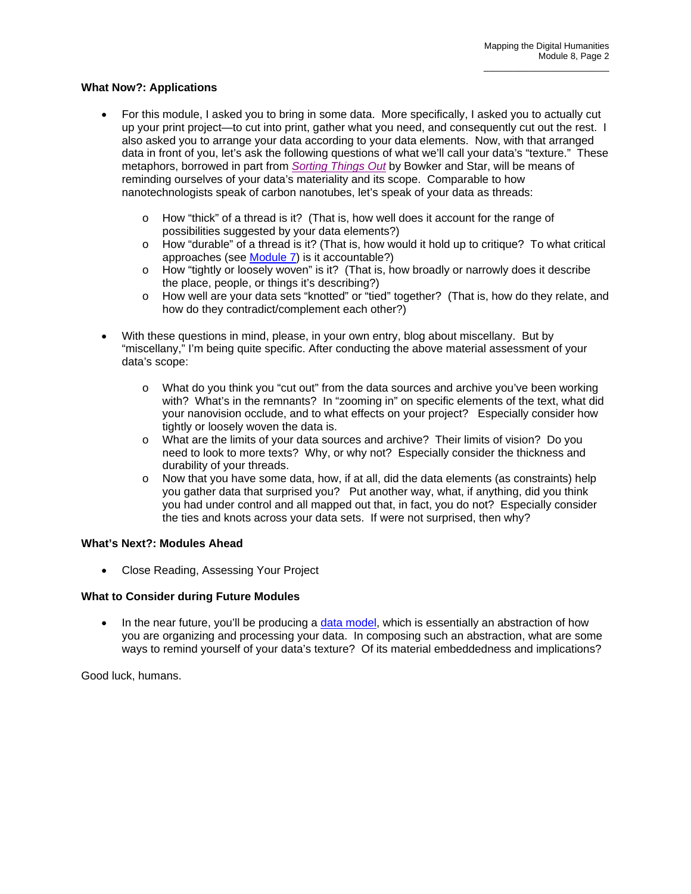**What Now?: Applications**

- For this module, I asked you to bring in some data. More specifically, I asked you to actually cut up your print project—to cut into print, gather what you need, and consequently cut out the rest. I also asked you to arrange your data according to your data elements. Now, with that arranged data in front of you, let's ask the following questions of what we'll call your data's "texture." These metaphors, borrowed in part from *Sorting Things Out* by Bowker and Star, will be means of reminding ourselves of your data's materiality and its scope. Comparable to how nanotechnologists speak of carbon nanotubes, let's speak of your data as threads:

    - How "thick" of a thread is it? (That is, how well does it account for the range of possibilities suggested by your data elements?)
    - How "durable" of a thread is it? (That is, how would it hold up to critique? To what critical approaches (see Module 7) is it accountable?)
    - How "tightly or loosely woven" is it? (That is, how broadly or narrowly does it describe the place, people, or things it's describing?)
    - How well are your data sets "knotted" or "tied" together? (That is, how do they relate, and how do they contradict/complement each other?)

- With these questions in mind, please, in your own entry, blog about miscellany. But by "miscellany," I'm being quite specific. After conducting the above material assessment of your data's scope:

    - What do you think you "cut out" from the data sources and archive you've been working with? What's in the remnants? In "zooming in" on specific elements of the text, what did your nanovision occlude, and to what effects on your project? Especially consider how tightly or loosely woven the data is.
    - What are the limits of your data sources and archive? Their limits of vision? Do you need to look to more texts? Why, or why not? Especially consider the thickness and durability of your threads.
    - Now that you have some data, how, if at all, did the data elements (as constraints) help you gather data that surprised you? Put another way, what, if anything, did you think you had under control and all mapped out that, in fact, you do not? Especially consider the ties and knots across your data sets. If were not surprised, then why?

**What's Next?: Modules Ahead**

- Close Reading, Assessing Your Project

**What to Consider during Future Modules**

- In the near future, you'll be producing a data model, which is essentially an abstraction of how you are organizing and processing your data. In composing such an abstraction, what are some ways to remind yourself of your data's texture? Of its material embeddedness and implications?

Good luck, humans.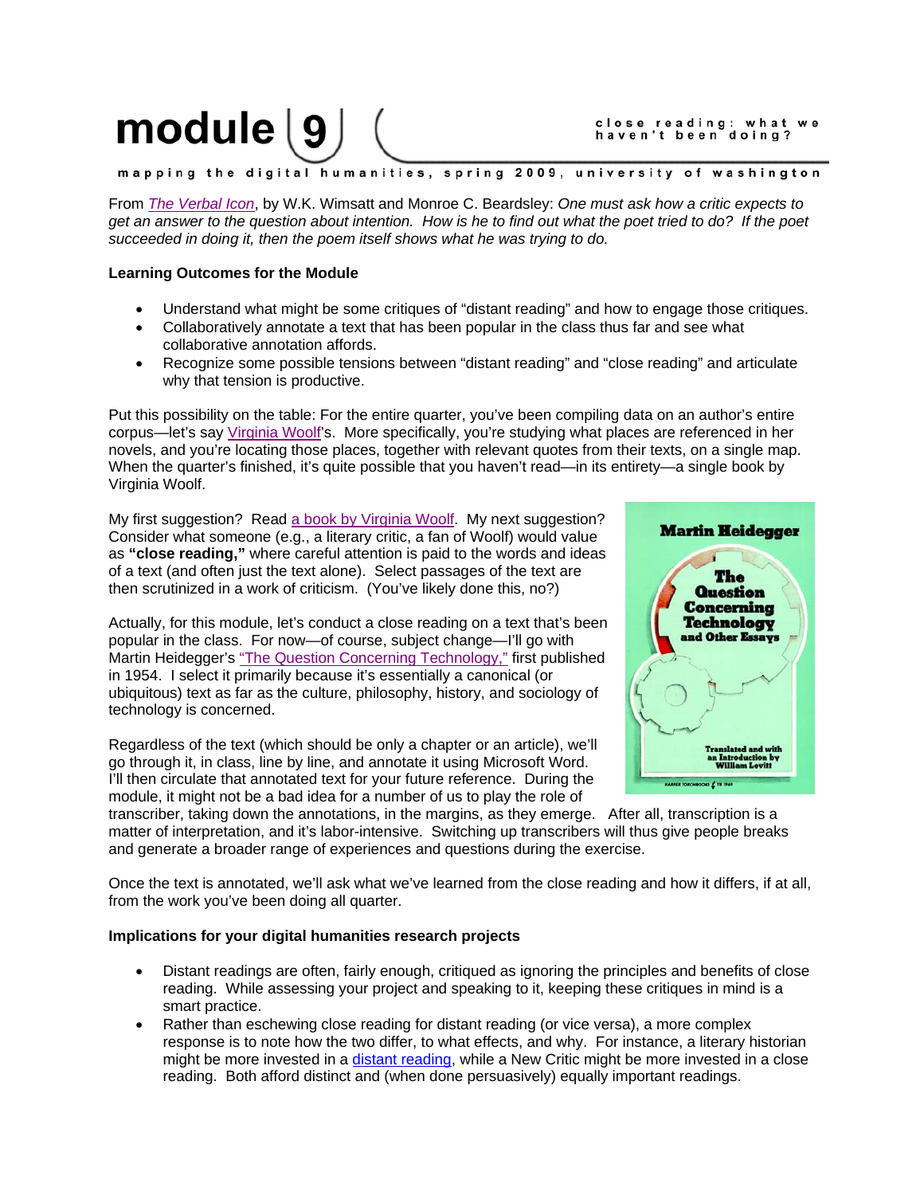# module 9

close reading: what we haven't been doing?

mapping the digital humanities, spring 2009, university of washington

From *The Verbal Icon*, by W.K. Wimsatt and Monroe C. Beardsley: *One must ask how a critic expects to get an answer to the question about intention. How is he to find out what the poet tried to do? If the poet succeeded in doing it, then the poem itself shows what he was trying to do.*

**Learning Outcomes for the Module**

- Understand what might be some critiques of "distant reading" and how to engage those critiques.
- Collaboratively annotate a text that has been popular in the class thus far and see what collaborative annotation affords.
- Recognize some possible tensions between "distant reading" and "close reading" and articulate why that tension is productive.

Put this possibility on the table: For the entire quarter, you've been compiling data on an author's entire corpus—let's say Virginia Woolf's. More specifically, you're studying what places are referenced in her novels, and you're locating those places, together with relevant quotes from their texts, on a single map. When the quarter's finished, it's quite possible that you haven't read—in its entirety—a single book by Virginia Woolf.

My first suggestion? Read a book by Virginia Woolf. My next suggestion? Consider what someone (e.g., a literary critic, a fan of Woolf) would value as **"close reading,"** where careful attention is paid to the words and ideas of a text (and often just the text alone). Select passages of the text are then scrutinized in a work of criticism. (You've likely done this, no?)

Actually, for this module, let's conduct a close reading on a text that's been popular in the class. For now—of course, subject change—I'll go with Martin Heidegger's "The Question Concerning Technology," first published in 1954. I select it primarily because it's essentially a canonical (or ubiquitous) text as far as the culture, philosophy, history, and sociology of technology is concerned.

Regardless of the text (which should be only a chapter or an article), we'll go through it, in class, line by line, and annotate it using Microsoft Word. I'll then circulate that annotated text for your future reference. During the module, it might not be a bad idea for a number of us to play the role of transcriber, taking down the annotations, in the margins, as they emerge. After all, transcription is a matter of interpretation, and it's labor-intensive. Switching up transcribers will thus give people breaks and generate a broader range of experiences and questions during the exercise.

Once the text is annotated, we'll ask what we've learned from the close reading and how it differs, if at all, from the work you've been doing all quarter.

**Implications for your digital humanities research projects**

- Distant readings are often, fairly enough, critiqued as ignoring the principles and benefits of close reading. While assessing your project and speaking to it, keeping these critiques in mind is a smart practice.
- Rather than eschewing close reading for distant reading (or vice versa), a more complex response is to note how the two differ, to what effects, and why. For instance, a literary historian might be more invested in a distant reading, while a New Critic might be more invested in a close reading. Both afford distinct and (when done persuasively) equally important readings.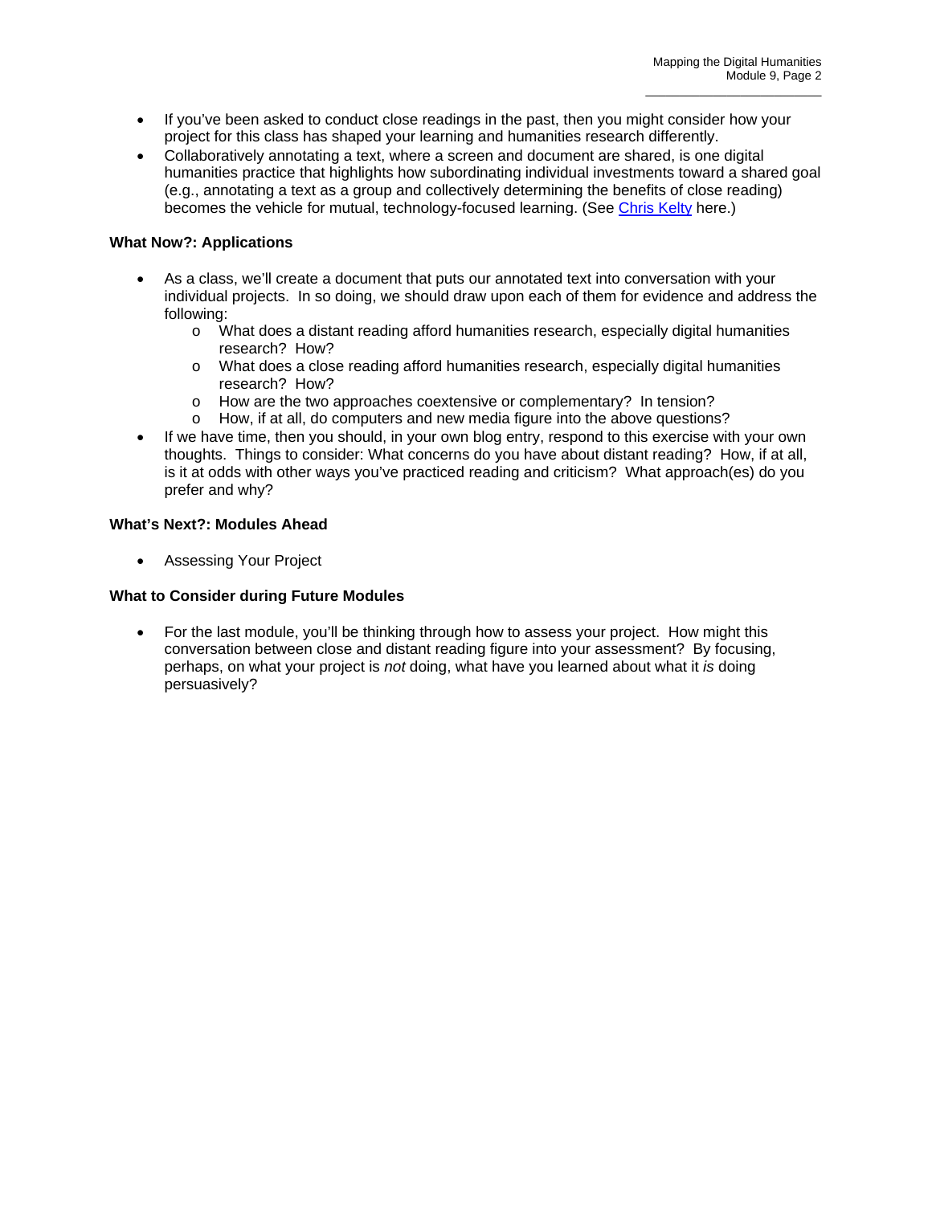- If you've been asked to conduct close readings in the past, then you might consider how your project for this class has shaped your learning and humanities research differently.
- Collaboratively annotating a text, where a screen and document are shared, is one digital humanities practice that highlights how subordinating individual investments toward a shared goal (e.g., annotating a text as a group and collectively determining the benefits of close reading) becomes the vehicle for mutual, technology-focused learning. (See Chris Kelty here.)

**What Now?: Applications**

- As a class, we'll create a document that puts our annotated text into conversation with your individual projects. In so doing, we should draw upon each of them for evidence and address the following:
  - What does a distant reading afford humanities research, especially digital humanities research? How?
  - What does a close reading afford humanities research, especially digital humanities research? How?
  - How are the two approaches coextensive or complementary? In tension?
  - How, if at all, do computers and new media figure into the above questions?
- If we have time, then you should, in your own blog entry, respond to this exercise with your own thoughts. Things to consider: What concerns do you have about distant reading? How, if at all, is it at odds with other ways you've practiced reading and criticism? What approach(es) do you prefer and why?

**What's Next?: Modules Ahead**

- Assessing Your Project

**What to Consider during Future Modules**

- For the last module, you'll be thinking through how to assess your project. How might this conversation between close and distant reading figure into your assessment? By focusing, perhaps, on what your project is *not* doing, what have you learned about what it *is* doing persuasively?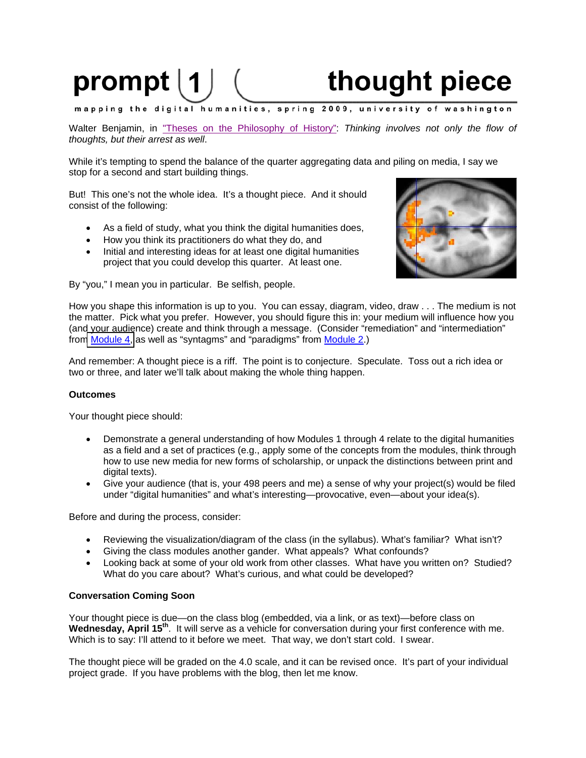# prompt 1 thought piece

**mapping the digital humanities, spring 2009, university of washington**

Walter Benjamin, in "Theses on the Philosophy of History": *Thinking involves not only the flow of thoughts, but their arrest as well*.

While it's tempting to spend the balance of the quarter aggregating data and piling on media, I say we stop for a second and start building things.

But! This one's not the whole idea. It's a thought piece. And it should consist of the following:

- As a field of study, what you think the digital humanities does,
- How you think its practitioners do what they do, and
- Initial and interesting ideas for at least one digital humanities project that you could develop this quarter. At least one.

By "you," I mean you in particular. Be selfish, people.

How you shape this information is up to you. You can essay, diagram, video, draw . . . The medium is not the matter. Pick what you prefer. However, you should figure this in: your medium will influence how you (and your audience) create and think through a message. (Consider "remediation" and "intermediation" from Module 4, as well as "syntagms" and "paradigms" from Module 2.)

And remember: A thought piece is a riff. The point is to conjecture. Speculate. Toss out a rich idea or two or three, and later we'll talk about making the whole thing happen.

**Outcomes**

Your thought piece should:

- Demonstrate a general understanding of how Modules 1 through 4 relate to the digital humanities as a field and a set of practices (e.g., apply some of the concepts from the modules, think through how to use new media for new forms of scholarship, or unpack the distinctions between print and digital texts).
- Give your audience (that is, your 498 peers and me) a sense of why your project(s) would be filed under "digital humanities" and what's interesting—provocative, even—about your idea(s).

Before and during the process, consider:

- Reviewing the visualization/diagram of the class (in the syllabus). What's familiar? What isn't?
- Giving the class modules another gander. What appeals? What confounds?
- Looking back at some of your old work from other classes. What have you written on? Studied? What do you care about? What's curious, and what could be developed?

**Conversation Coming Soon**

Your thought piece is due—on the class blog (embedded, via a link, or as text)—before class on **Wednesday, April 15th**. It will serve as a vehicle for conversation during your first conference with me. Which is to say: I'll attend to it before we meet. That way, we don't start cold. I swear.

The thought piece will be graded on the 4.0 scale, and it can be revised once. It's part of your individual project grade. If you have problems with the blog, then let me know.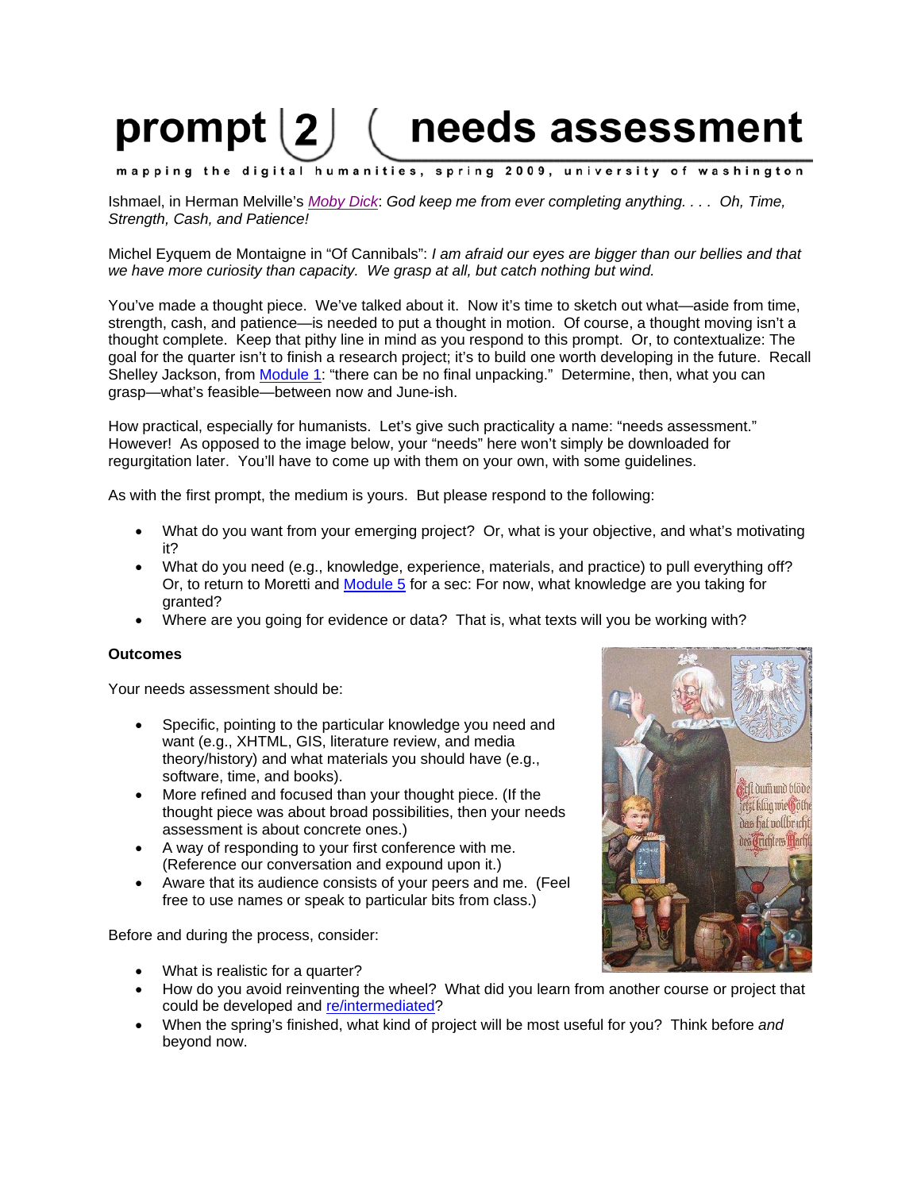# prompt 2 ( needs assessment

mapping the digital humanities, spring 2009, university of washington

Ishmael, in Herman Melville's Moby Dick: *God keep me from ever completing anything. . . . Oh, Time, Strength, Cash, and Patience!*

Michel Eyquem de Montaigne in "Of Cannibals": *I am afraid our eyes are bigger than our bellies and that we have more curiosity than capacity. We grasp at all, but catch nothing but wind.*

You've made a thought piece. We've talked about it. Now it's time to sketch out what—aside from time, strength, cash, and patience—is needed to put a thought in motion. Of course, a thought moving isn't a thought complete. Keep that pithy line in mind as you respond to this prompt. Or, to contextualize: The goal for the quarter isn't to finish a research project; it's to build one worth developing in the future. Recall Shelley Jackson, from Module 1: "there can be no final unpacking." Determine, then, what you can grasp—what's feasible—between now and June-ish.

How practical, especially for humanists. Let's give such practicality a name: "needs assessment." However! As opposed to the image below, your "needs" here won't simply be downloaded for regurgitation later. You'll have to come up with them on your own, with some guidelines.

As with the first prompt, the medium is yours. But please respond to the following:

- What do you want from your emerging project? Or, what is your objective, and what's motivating it?
- What do you need (e.g., knowledge, experience, materials, and practice) to pull everything off? Or, to return to Moretti and Module 5 for a sec: For now, what knowledge are you taking for granted?
- Where are you going for evidence or data? That is, what texts will you be working with?

**Outcomes**

Your needs assessment should be:

- Specific, pointing to the particular knowledge you need and want (e.g., XHTML, GIS, literature review, and media theory/history) and what materials you should have (e.g., software, time, and books).
- More refined and focused than your thought piece. (If the thought piece was about broad possibilities, then your needs assessment is about concrete ones.)
- A way of responding to your first conference with me. (Reference our conversation and expound upon it.)
- Aware that its audience consists of your peers and me. (Feel free to use names or speak to particular bits from class.)

Before and during the process, consider:

- What is realistic for a quarter?
- How do you avoid reinventing the wheel? What did you learn from another course or project that could be developed and re/intermediated?
- When the spring's finished, what kind of project will be most useful for you? Think before *and* beyond now.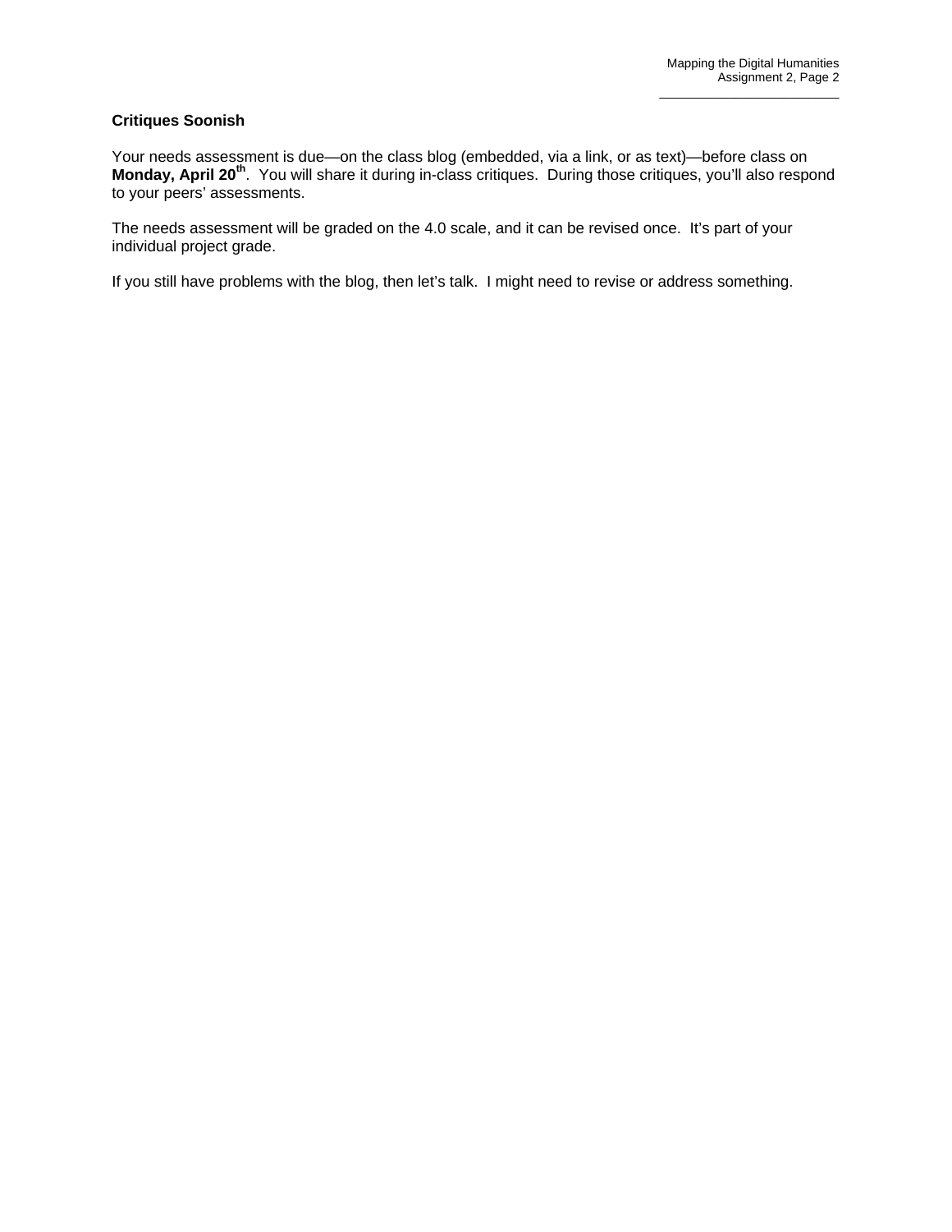**Critiques Soonish**

Your needs assessment is due—on the class blog (embedded, via a link, or as text)—before class on **Monday, April 20th**. You will share it during in-class critiques. During those critiques, you'll also respond to your peers' assessments.

The needs assessment will be graded on the 4.0 scale, and it can be revised once. It's part of your individual project grade.

If you still have problems with the blog, then let's talk. I might need to revise or address something.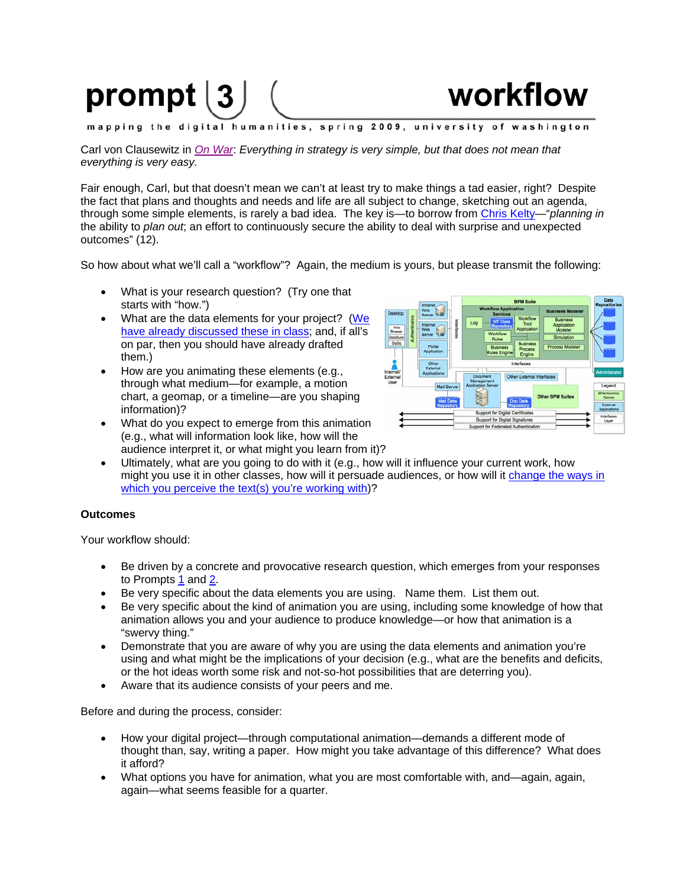# prompt 3 workflow

mapping the digital humanities, spring 2009, university of washington

Carl von Clausewitz in On War: *Everything in strategy is very simple, but that does not mean that everything is very easy.*

Fair enough, Carl, but that doesn't mean we can't at least try to make things a tad easier, right? Despite the fact that plans and thoughts and needs and life are all subject to change, sketching out an agenda, through some simple elements, is rarely a bad idea. The key is—to borrow from Chris Kelty—"*planning in* the ability to *plan out*; an effort to continuously secure the ability to deal with surprise and unexpected outcomes" (12).

So how about what we'll call a "workflow"? Again, the medium is yours, but please transmit the following:

- What is your research question? (Try one that starts with "how.")
- What are the data elements for your project? (We have already discussed these in class; and, if all's on par, then you should have already drafted them.)
- How are you animating these elements (e.g., through what medium—for example, a motion chart, a geomap, or a timeline—are you shaping information)?
- What do you expect to emerge from this animation (e.g., what will information look like, how will the audience interpret it, or what might you learn from it)?
- Ultimately, what are you going to do with it (e.g., how will it influence your current work, how might you use it in other classes, how will it persuade audiences, or how will it change the ways in which you perceive the text(s) you're working with)?

**Outcomes**

Your workflow should:

- Be driven by a concrete and provocative research question, which emerges from your responses to Prompts 1 and 2.
- Be very specific about the data elements you are using. Name them. List them out.
- Be very specific about the kind of animation you are using, including some knowledge of how that animation allows you and your audience to produce knowledge—or how that animation is a "swervy thing."
- Demonstrate that you are aware of why you are using the data elements and animation you're using and what might be the implications of your decision (e.g., what are the benefits and deficits, or the hot ideas worth some risk and not-so-hot possibilities that are deterring you).
- Aware that its audience consists of your peers and me.

Before and during the process, consider:

- How your digital project—through computational animation—demands a different mode of thought than, say, writing a paper. How might you take advantage of this difference? What does it afford?
- What options you have for animation, what you are most comfortable with, and—again, again, again—what seems feasible for a quarter.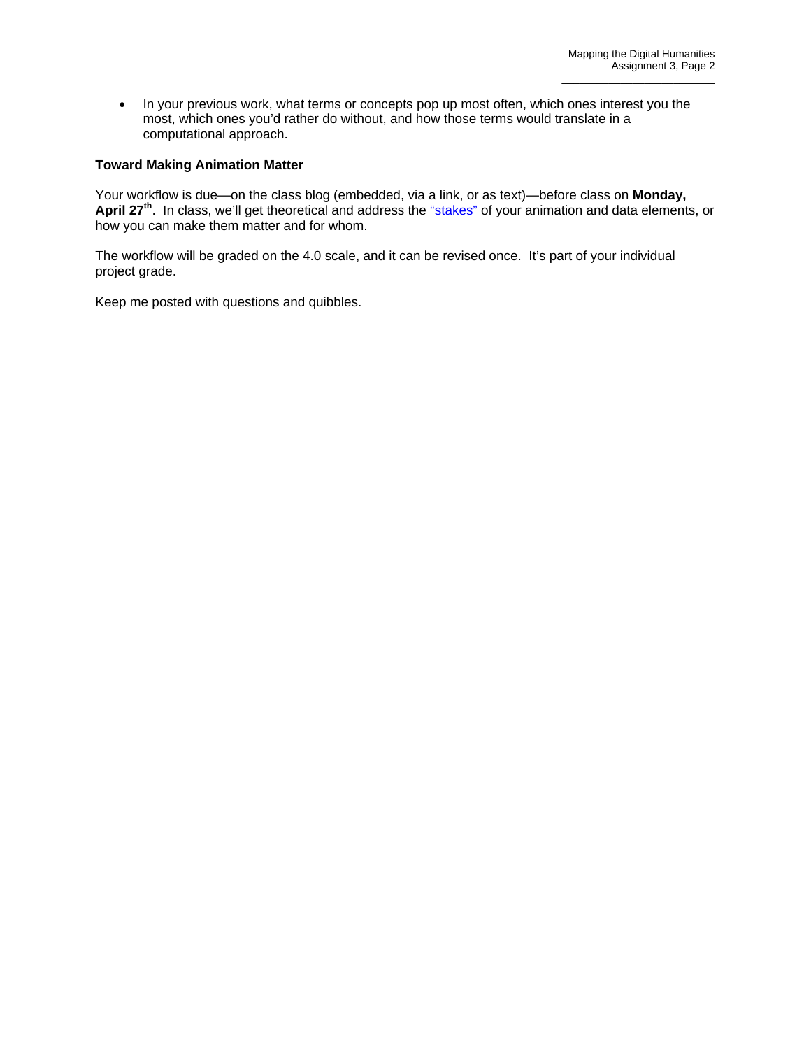- In your previous work, what terms or concepts pop up most often, which ones interest you the most, which ones you'd rather do without, and how those terms would translate in a computational approach.

**Toward Making Animation Matter**

Your workflow is due—on the class blog (embedded, via a link, or as text)—before class on **Monday, April 27th**. In class, we'll get theoretical and address the "stakes" of your animation and data elements, or how you can make them matter and for whom.

The workflow will be graded on the 4.0 scale, and it can be revised once. It's part of your individual project grade.

Keep me posted with questions and quibbles.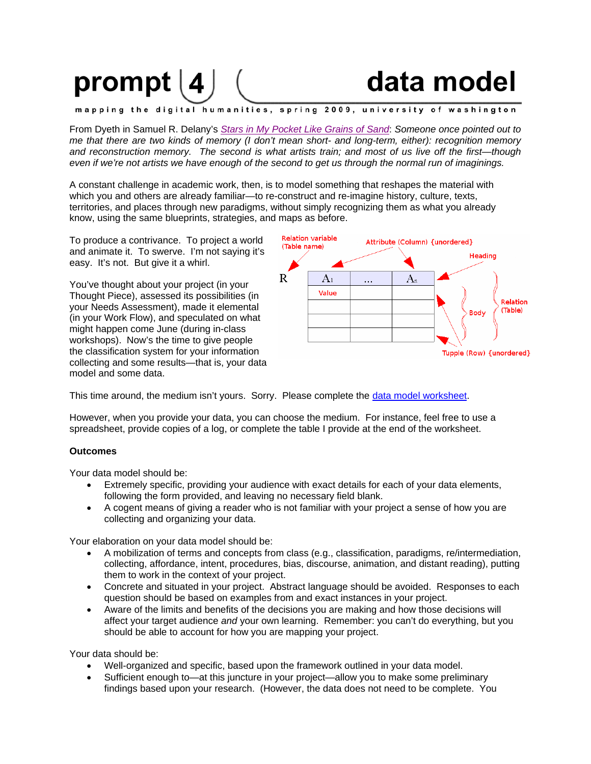# prompt 4 data model

**mapping the digital humanities, spring 2009, university of washington**

From Dyeth in Samuel R. Delany's [*Stars in My Pocket Like Grains of Sand*]: *Someone once pointed out to me that there are two kinds of memory (I don't mean short- and long-term, either): recognition memory and reconstruction memory. The second is what artists train; and most of us live off the first—though even if we're not artists we have enough of the second to get us through the normal run of imaginings.*

A constant challenge in academic work, then, is to model something that reshapes the material with which you and others are already familiar—to re-construct and re-imagine history, culture, texts, territories, and places through new paradigms, without simply recognizing them as what you already know, using the same blueprints, strategies, and maps as before.

To produce a contrivance. To project a world and animate it. To swerve. I'm not saying it's easy. It's not. But give it a whirl.

You've thought about your project (in your Thought Piece), assessed its possibilities (in your Needs Assessment), made it elemental (in your Work Flow), and speculated on what might happen come June (during in-class workshops). Now's the time to give people the classification system for your information collecting and some results—that is, your data model and some data.

Relation variable (Table name) | Attribute (Column) {unordered} | Heading | Relation (Table) | Body | Tupple (Row) {unordered}

R

| $A_1$ | ... | $A_n$ |
|---|---|---|
| Value | | |
| | | |
| | | |
| | | |

This time around, the medium isn't yours. Sorry. Please complete the data model worksheet.

However, when you provide your data, you can choose the medium. For instance, feel free to use a spreadsheet, provide copies of a log, or complete the table I provide at the end of the worksheet.

**Outcomes**

Your data model should be:

- Extremely specific, providing your audience with exact details for each of your data elements, following the form provided, and leaving no necessary field blank.
- A cogent means of giving a reader who is not familiar with your project a sense of how you are collecting and organizing your data.

Your elaboration on your data model should be:

- A mobilization of terms and concepts from class (e.g., classification, paradigms, re/intermediation, collecting, affordance, intent, procedures, bias, discourse, animation, and distant reading), putting them to work in the context of your project.
- Concrete and situated in your project. Abstract language should be avoided. Responses to each question should be based on examples from and exact instances in your project.
- Aware of the limits and benefits of the decisions you are making and how those decisions will affect your target audience *and* your own learning. Remember: you can't do everything, but you should be able to account for how you are mapping your project.

Your data should be:

- Well-organized and specific, based upon the framework outlined in your data model.
- Sufficient enough to—at this juncture in your project—allow you to make some preliminary findings based upon your research. (However, the data does not need to be complete. You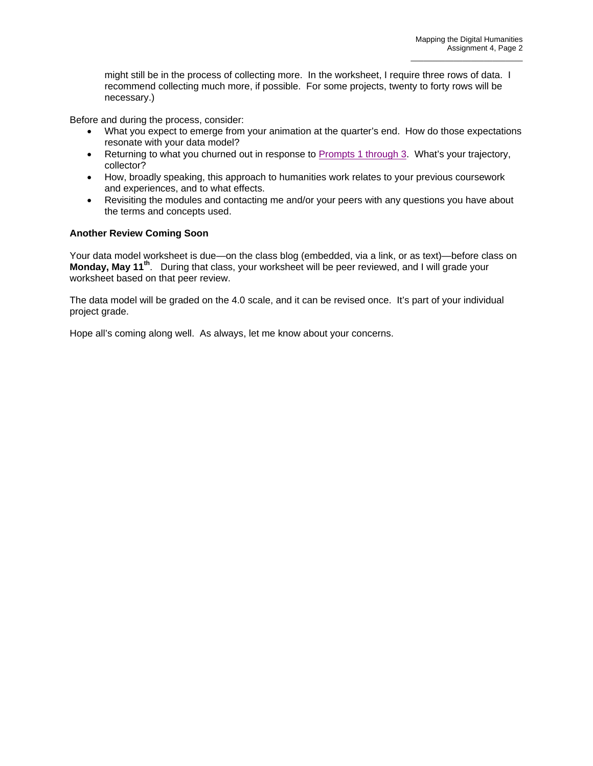might still be in the process of collecting more. In the worksheet, I require three rows of data. I recommend collecting much more, if possible. For some projects, twenty to forty rows will be necessary.)

Before and during the process, consider:

- What you expect to emerge from your animation at the quarter's end. How do those expectations resonate with your data model?
- Returning to what you churned out in response to Prompts 1 through 3. What's your trajectory, collector?
- How, broadly speaking, this approach to humanities work relates to your previous coursework and experiences, and to what effects.
- Revisiting the modules and contacting me and/or your peers with any questions you have about the terms and concepts used.

**Another Review Coming Soon**

Your data model worksheet is due—on the class blog (embedded, via a link, or as text)—before class on **Monday, May 11th**. During that class, your worksheet will be peer reviewed, and I will grade your worksheet based on that peer review.

The data model will be graded on the 4.0 scale, and it can be revised once. It's part of your individual project grade.

Hope all's coming along well. As always, let me know about your concerns.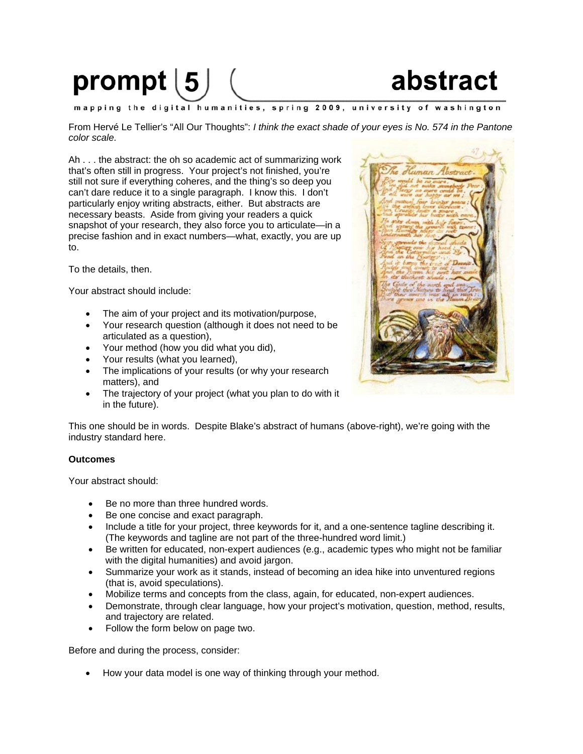# prompt 5 abstract

mapping the digital humanities, spring 2009, university of washington

From Hervé Le Tellier's "All Our Thoughts": *I think the exact shade of your eyes is No. 574 in the Pantone color scale.*

Ah . . . the abstract: the oh so academic act of summarizing work that's often still in progress. Your project's not finished, you're still not sure if everything coheres, and the thing's so deep you can't dare reduce it to a single paragraph. I know this. I don't particularly enjoy writing abstracts, either. But abstracts are necessary beasts. Aside from giving your readers a quick snapshot of your research, they also force you to articulate—in a precise fashion and in exact numbers—what, exactly, you are up to.

To the details, then.

Your abstract should include:

- The aim of your project and its motivation/purpose,
- Your research question (although it does not need to be articulated as a question),
- Your method (how you did what you did),
- Your results (what you learned),
- The implications of your results (or why your research matters), and
- The trajectory of your project (what you plan to do with it in the future).

This one should be in words. Despite Blake's abstract of humans (above-right), we're going with the industry standard here.

**Outcomes**

Your abstract should:

- Be no more than three hundred words.
- Be one concise and exact paragraph.
- Include a title for your project, three keywords for it, and a one-sentence tagline describing it. (The keywords and tagline are not part of the three-hundred word limit.)
- Be written for educated, non-expert audiences (e.g., academic types who might not be familiar with the digital humanities) and avoid jargon.
- Summarize your work as it stands, instead of becoming an idea hike into unventured regions (that is, avoid speculations).
- Mobilize terms and concepts from the class, again, for educated, non-expert audiences.
- Demonstrate, through clear language, how your project's motivation, question, method, results, and trajectory are related.
- Follow the form below on page two.

Before and during the process, consider:

- How your data model is one way of thinking through your method.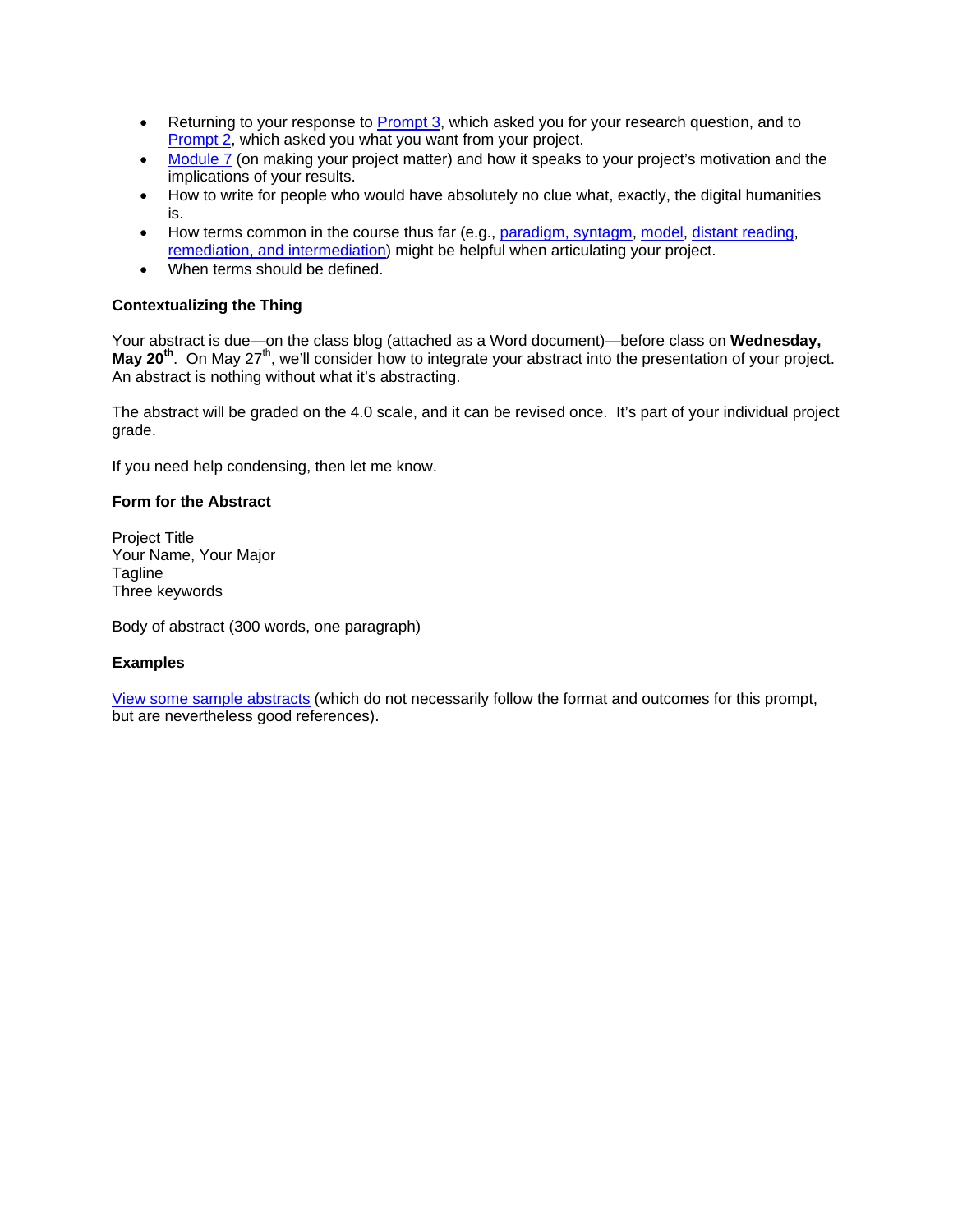- Returning to your response to Prompt 3, which asked you for your research question, and to Prompt 2, which asked you what you want from your project.
- Module 7 (on making your project matter) and how it speaks to your project's motivation and the implications of your results.
- How to write for people who would have absolutely no clue what, exactly, the digital humanities is.
- How terms common in the course thus far (e.g., paradigm, syntagm, model, distant reading, remediation, and intermediation) might be helpful when articulating your project.
- When terms should be defined.

**Contextualizing the Thing**

Your abstract is due—on the class blog (attached as a Word document)—before class on **Wednesday, May 20th**. On May 27th, we'll consider how to integrate your abstract into the presentation of your project. An abstract is nothing without what it's abstracting.

The abstract will be graded on the 4.0 scale, and it can be revised once. It's part of your individual project grade.

If you need help condensing, then let me know.

**Form for the Abstract**

Project Title
Your Name, Your Major
Tagline
Three keywords

Body of abstract (300 words, one paragraph)

**Examples**

View some sample abstracts (which do not necessarily follow the format and outcomes for this prompt, but are nevertheless good references).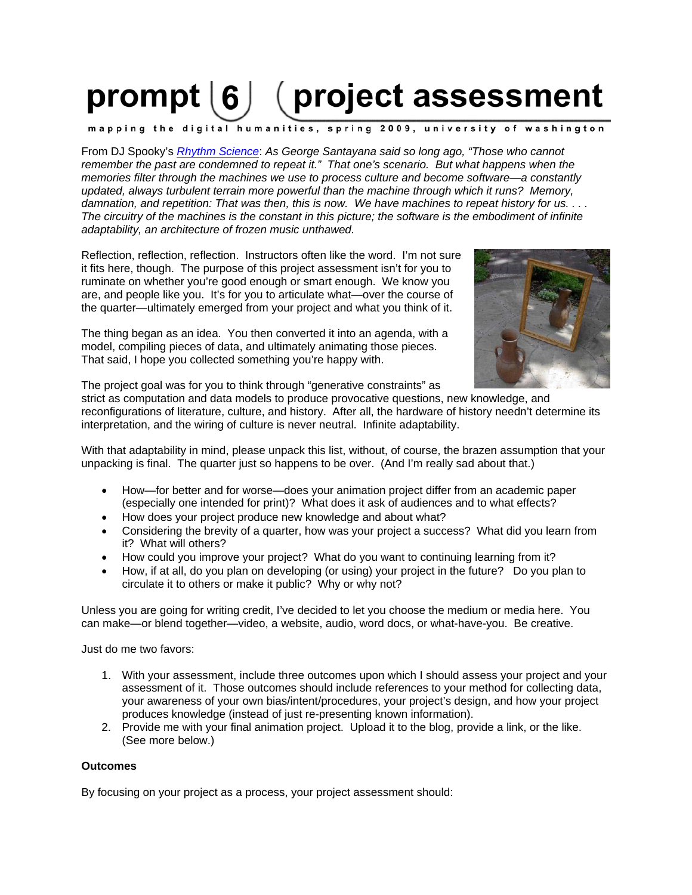# prompt 6 project assessment

mapping the digital humanities, spring 2009, university of washington

From DJ Spooky's *Rhythm Science*: *As George Santayana said so long ago, "Those who cannot remember the past are condemned to repeat it." That one's scenario. But what happens when the memories filter through the machines we use to process culture and become software—a constantly updated, always turbulent terrain more powerful than the machine through which it runs? Memory, damnation, and repetition: That was then, this is now. We have machines to repeat history for us. . . . The circuitry of the machines is the constant in this picture; the software is the embodiment of infinite adaptability, an architecture of frozen music unthawed.*

Reflection, reflection, reflection. Instructors often like the word. I'm not sure it fits here, though. The purpose of this project assessment isn't for you to ruminate on whether you're good enough or smart enough. We know you are, and people like you. It's for you to articulate what—over the course of the quarter—ultimately emerged from your project and what you think of it.

The thing began as an idea. You then converted it into an agenda, with a model, compiling pieces of data, and ultimately animating those pieces. That said, I hope you collected something you're happy with.

The project goal was for you to think through "generative constraints" as strict as computation and data models to produce provocative questions, new knowledge, and reconfigurations of literature, culture, and history. After all, the hardware of history needn't determine its interpretation, and the wiring of culture is never neutral. Infinite adaptability.

With that adaptability in mind, please unpack this list, without, of course, the brazen assumption that your unpacking is final. The quarter just so happens to be over. (And I'm really sad about that.)

- How—for better and for worse—does your animation project differ from an academic paper (especially one intended for print)? What does it ask of audiences and to what effects?
- How does your project produce new knowledge and about what?
- Considering the brevity of a quarter, how was your project a success? What did you learn from it? What will others?
- How could you improve your project? What do you want to continuing learning from it?
- How, if at all, do you plan on developing (or using) your project in the future? Do you plan to circulate it to others or make it public? Why or why not?

Unless you are going for writing credit, I've decided to let you choose the medium or media here. You can make—or blend together—video, a website, audio, word docs, or what-have-you. Be creative.

Just do me two favors:

1. With your assessment, include three outcomes upon which I should assess your project and your assessment of it. Those outcomes should include references to your method for collecting data, your awareness of your own bias/intent/procedures, your project's design, and how your project produces knowledge (instead of just re-presenting known information).
2. Provide me with your final animation project. Upload it to the blog, provide a link, or the like. (See more below.)

**Outcomes**

By focusing on your project as a process, your project assessment should: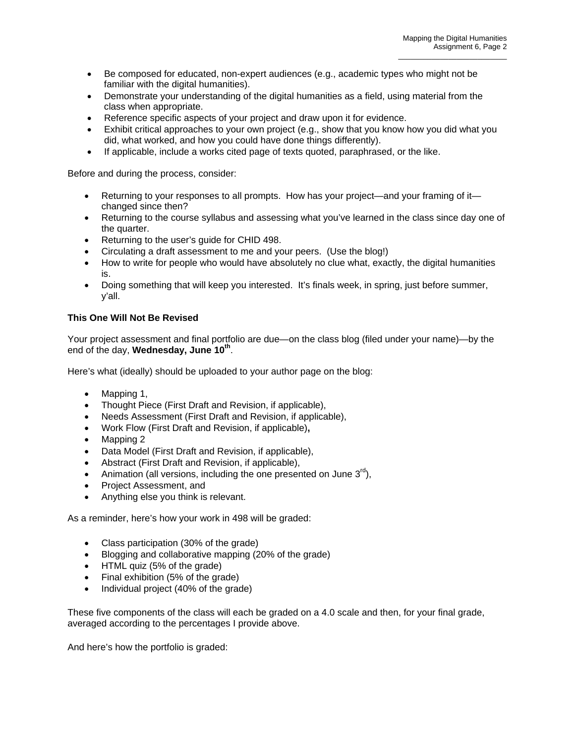- Be composed for educated, non-expert audiences (e.g., academic types who might not be familiar with the digital humanities).
- Demonstrate your understanding of the digital humanities as a field, using material from the class when appropriate.
- Reference specific aspects of your project and draw upon it for evidence.
- Exhibit critical approaches to your own project (e.g., show that you know how you did what you did, what worked, and how you could have done things differently).
- If applicable, include a works cited page of texts quoted, paraphrased, or the like.

Before and during the process, consider:

- Returning to your responses to all prompts. How has your project—and your framing of it—changed since then?
- Returning to the course syllabus and assessing what you've learned in the class since day one of the quarter.
- Returning to the user's guide for CHID 498.
- Circulating a draft assessment to me and your peers. (Use the blog!)
- How to write for people who would have absolutely no clue what, exactly, the digital humanities is.
- Doing something that will keep you interested. It's finals week, in spring, just before summer, y'all.

**This One Will Not Be Revised**

Your project assessment and final portfolio are due—on the class blog (filed under your name)—by the end of the day, **Wednesday, June 10th**.

Here's what (ideally) should be uploaded to your author page on the blog:

- Mapping 1,
- Thought Piece (First Draft and Revision, if applicable),
- Needs Assessment (First Draft and Revision, if applicable),
- Work Flow (First Draft and Revision, if applicable)**,**
- Mapping 2
- Data Model (First Draft and Revision, if applicable),
- Abstract (First Draft and Revision, if applicable),
- Animation (all versions, including the one presented on June 3rd),
- Project Assessment, and
- Anything else you think is relevant.

As a reminder, here's how your work in 498 will be graded:

- Class participation (30% of the grade)
- Blogging and collaborative mapping (20% of the grade)
- HTML quiz (5% of the grade)
- Final exhibition (5% of the grade)
- Individual project (40% of the grade)

These five components of the class will each be graded on a 4.0 scale and then, for your final grade, averaged according to the percentages I provide above.

And here's how the portfolio is graded: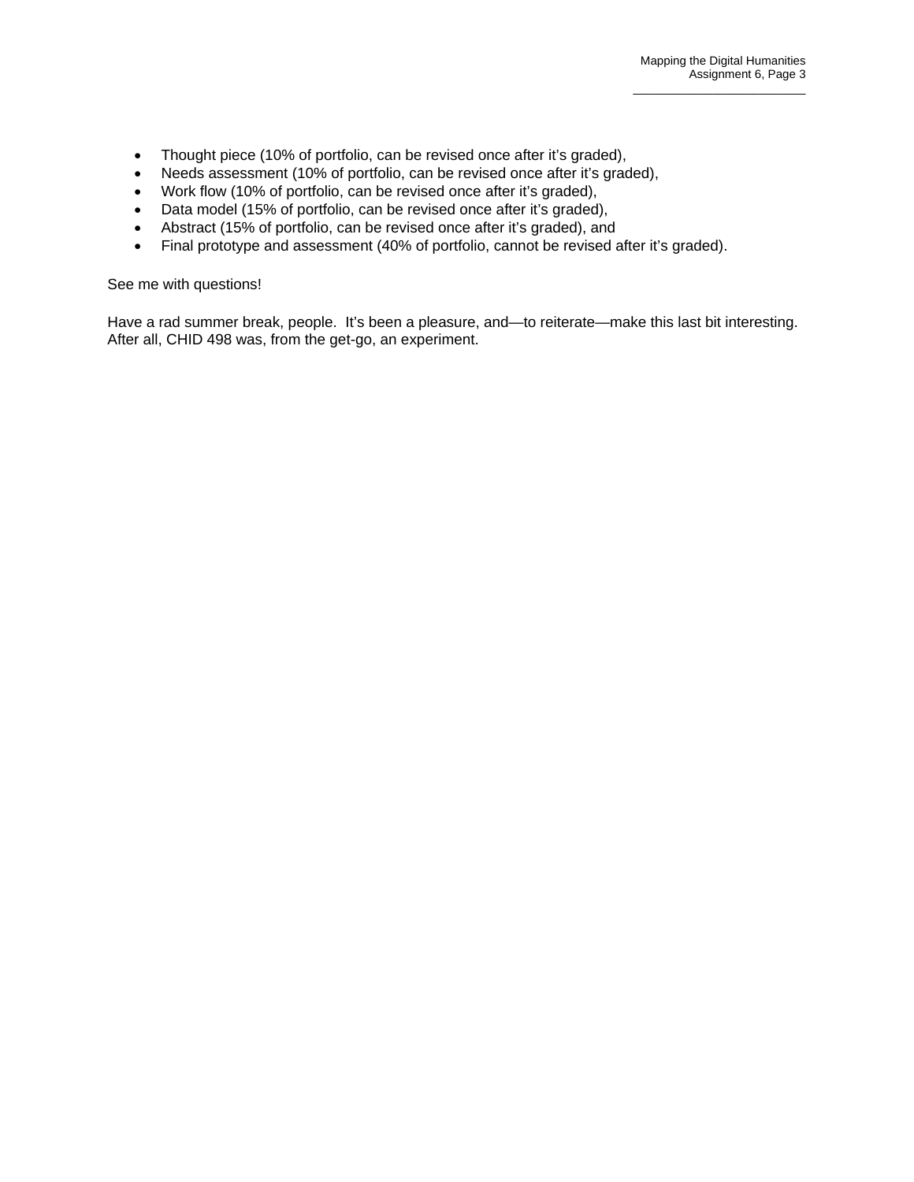- Thought piece (10% of portfolio, can be revised once after it's graded),
- Needs assessment (10% of portfolio, can be revised once after it's graded),
- Work flow (10% of portfolio, can be revised once after it's graded),
- Data model (15% of portfolio, can be revised once after it's graded),
- Abstract (15% of portfolio, can be revised once after it's graded), and
- Final prototype and assessment (40% of portfolio, cannot be revised after it's graded).

See me with questions!

Have a rad summer break, people. It's been a pleasure, and—to reiterate—make this last bit interesting. After all, CHID 498 was, from the get-go, an experiment.